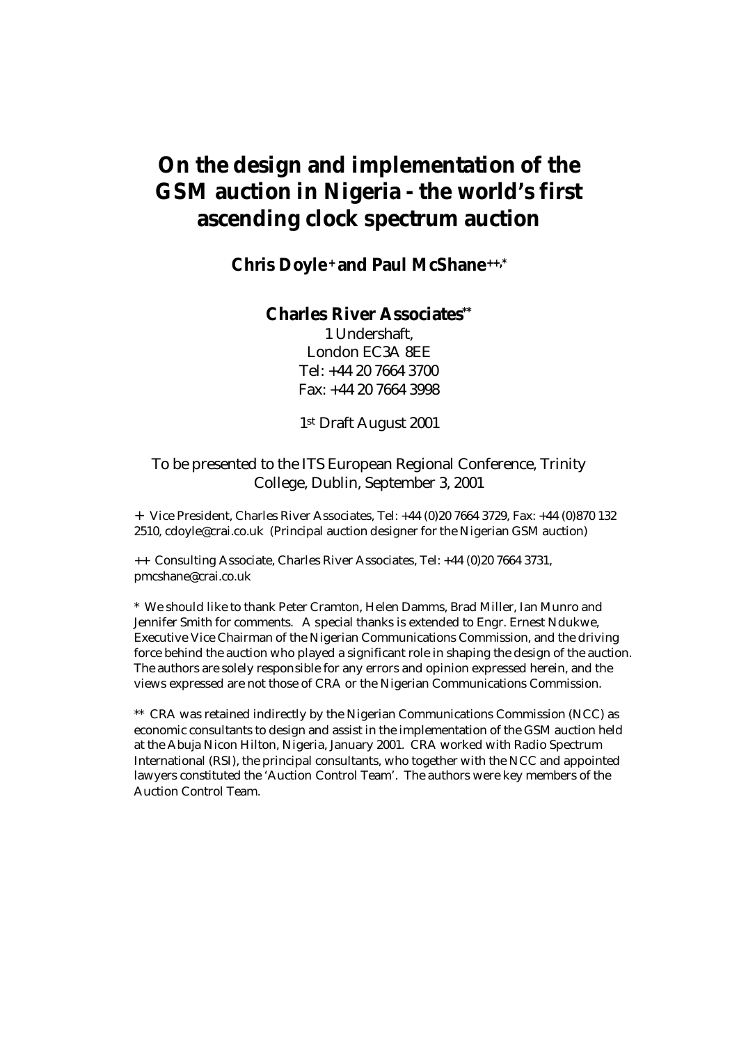# On the design and implementation of the GSM auction in Nigeria - the world's first ascending clock spectrum auction

**Chris Doyle[+] and Paul McShane[++,*]**

**Charles River Associates[**]**

1 Undershaft,
London EC3A 8EE
Tel: +44 20 7664 3700
Fax: +44 20 7664 3998

1st Draft August 2001

To be presented to the ITS European Regional Conference, Trinity College, Dublin, September 3, 2001

+ Vice President, Charles River Associates, Tel: +44 (0)20 7664 3729, Fax: +44 (0)870 132 2510, cdoyle@crai.co.uk (Principal auction designer for the Nigerian GSM auction)

++ Consulting Associate, Charles River Associates, Tel: +44 (0)20 7664 3731, pmcshane@crai.co.uk

* We should like to thank Peter Cramton, Helen Damms, Brad Miller, Ian Munro and Jennifer Smith for comments. A special thanks is extended to Engr. Ernest Ndukwe, Executive Vice Chairman of the Nigerian Communications Commission, and the driving force behind the auction who played a significant role in shaping the design of the auction. The authors are solely responsible for any errors and opinion expressed herein, and the views expressed are not those of CRA or the Nigerian Communications Commission.

** CRA was retained indirectly by the Nigerian Communications Commission (NCC) as economic consultants to design and assist in the implementation of the GSM auction held at the Abuja Nicon Hilton, Nigeria, January 2001. CRA worked with Radio Spectrum International (RSI), the principal consultants, who together with the NCC and appointed lawyers constituted the 'Auction Control Team'. The authors were key members of the Auction Control Team.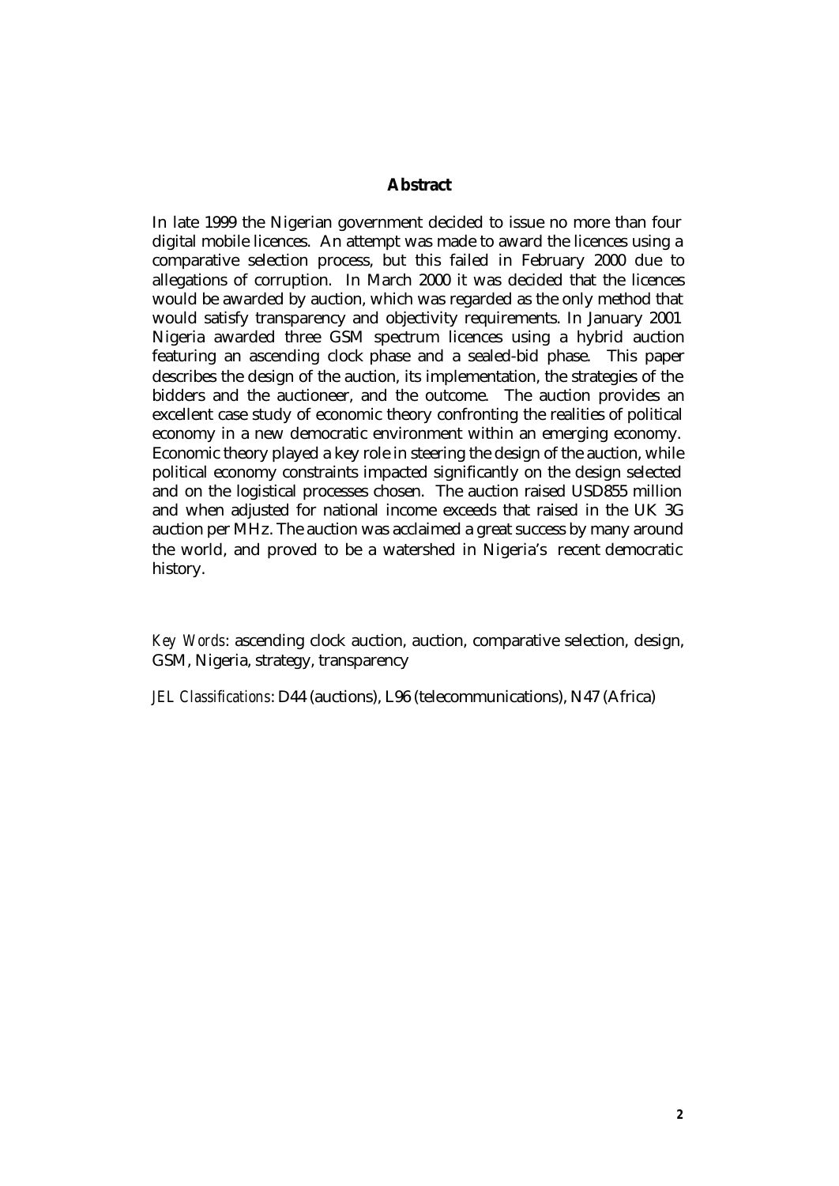## Abstract

In late 1999 the Nigerian government decided to issue no more than four digital mobile licences. An attempt was made to award the licences using a comparative selection process, but this failed in February 2000 due to allegations of corruption. In March 2000 it was decided that the licences would be awarded by auction, which was regarded as the only method that would satisfy transparency and objectivity requirements. In January 2001 Nigeria awarded three GSM spectrum licences using a hybrid auction featuring an ascending clock phase and a sealed-bid phase. This paper describes the design of the auction, its implementation, the strategies of the bidders and the auctioneer, and the outcome. The auction provides an excellent case study of economic theory confronting the realities of political economy in a new democratic environment within an emerging economy. Economic theory played a key role in steering the design of the auction, while political economy constraints impacted significantly on the design selected and on the logistical processes chosen. The auction raised USD855 million and when adjusted for national income exceeds that raised in the UK 3G auction per MHz. The auction was acclaimed a great success by many around the world, and proved to be a watershed in Nigeria's recent democratic history.

*Key Words*: ascending clock auction, auction, comparative selection, design, GSM, Nigeria, strategy, transparency

*JEL Classifications*: D44 (auctions), L96 (telecommunications), N47 (Africa)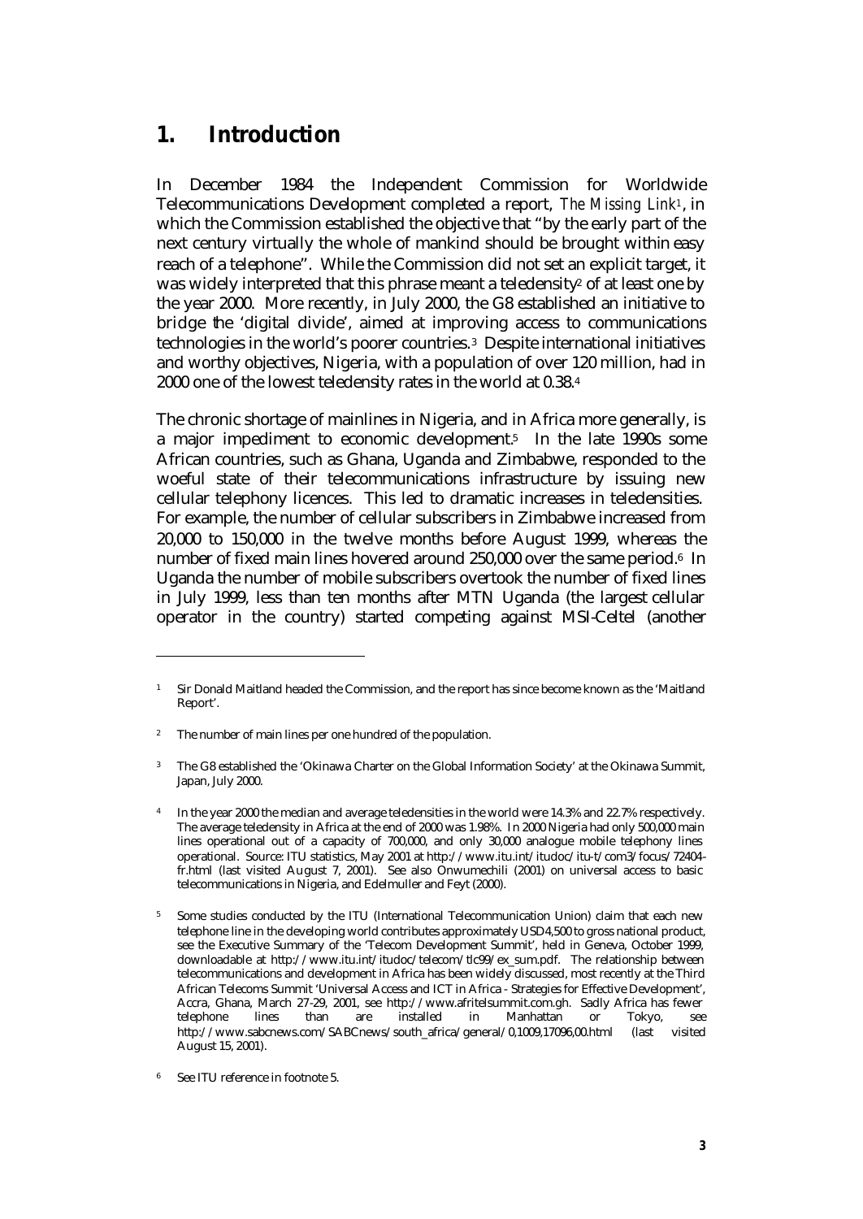# 1. Introduction

In December 1984 the Independent Commission for Worldwide Telecommunications Development completed a report, *The Missing Link*[1], in which the Commission established the objective that "by the early part of the next century virtually the whole of mankind should be brought within easy reach of a telephone". While the Commission did not set an explicit target, it was widely interpreted that this phrase meant a teledensity[2] of at least one by the year 2000. More recently, in July 2000, the G8 established an initiative to bridge the 'digital divide', aimed at improving access to communications technologies in the world's poorer countries.[3] Despite international initiatives and worthy objectives, Nigeria, with a population of over 120 million, had in 2000 one of the lowest teledensity rates in the world at 0.38.[4]

The chronic shortage of mainlines in Nigeria, and in Africa more generally, is a major impediment to economic development.[5] In the late 1990s some African countries, such as Ghana, Uganda and Zimbabwe, responded to the woeful state of their telecommunications infrastructure by issuing new cellular telephony licences. This led to dramatic increases in teledensities. For example, the number of cellular subscribers in Zimbabwe increased from 20,000 to 150,000 in the twelve months before August 1999, whereas the number of fixed main lines hovered around 250,000 over the same period.[6] In Uganda the number of mobile subscribers overtook the number of fixed lines in July 1999, less than ten months after MTN Uganda (the largest cellular operator in the country) started competing against MSI-Celtel (another

---

[1] Sir Donald Maitland headed the Commission, and the report has since become known as the 'Maitland Report'.

[2] The number of main lines per one hundred of the population.

[3] The G8 established the 'Okinawa Charter on the Global Information Society' at the Okinawa Summit, Japan, July 2000.

[4] In the year 2000 the median and average teledensities in the world were 14.3% and 22.7% respectively. The average teledensity in Africa at the end of 2000 was 1.98%. In 2000 Nigeria had only 500,000 main lines operational out of a capacity of 700,000, and only 30,000 analogue mobile telephony lines operational. Source: ITU statistics, May 2001 at http://www.itu.int/itudoc/itu-t/com3/focus/72404-fr.html (last visited August 7, 2001). See also Onwumechili (2001) on universal access to basic telecommunications in Nigeria, and Edelmuller and Feyt (2000).

[5] Some studies conducted by the ITU (International Telecommunication Union) claim that each new telephone line in the developing world contributes approximately USD4,500 to gross national product, see the Executive Summary of the 'Telecom Development Summit', held in Geneva, October 1999, downloadable at http://www.itu.int/itudoc/telecom/tlc99/ex_sum.pdf. The relationship between telecommunications and development in Africa has been widely discussed, most recently at the Third African Telecoms Summit 'Universal Access and ICT in Africa - Strategies for Effective Development', Accra, Ghana, March 27-29, 2001, see http://www.afritelsummit.com.gh. Sadly Africa has fewer telephone lines than are installed in Manhattan or Tokyo, see http://www.sabcnews.com/SABCnews/south_africa/general/0,1009,17096,00.html (last visited August 15, 2001).

[6] See ITU reference in footnote 5.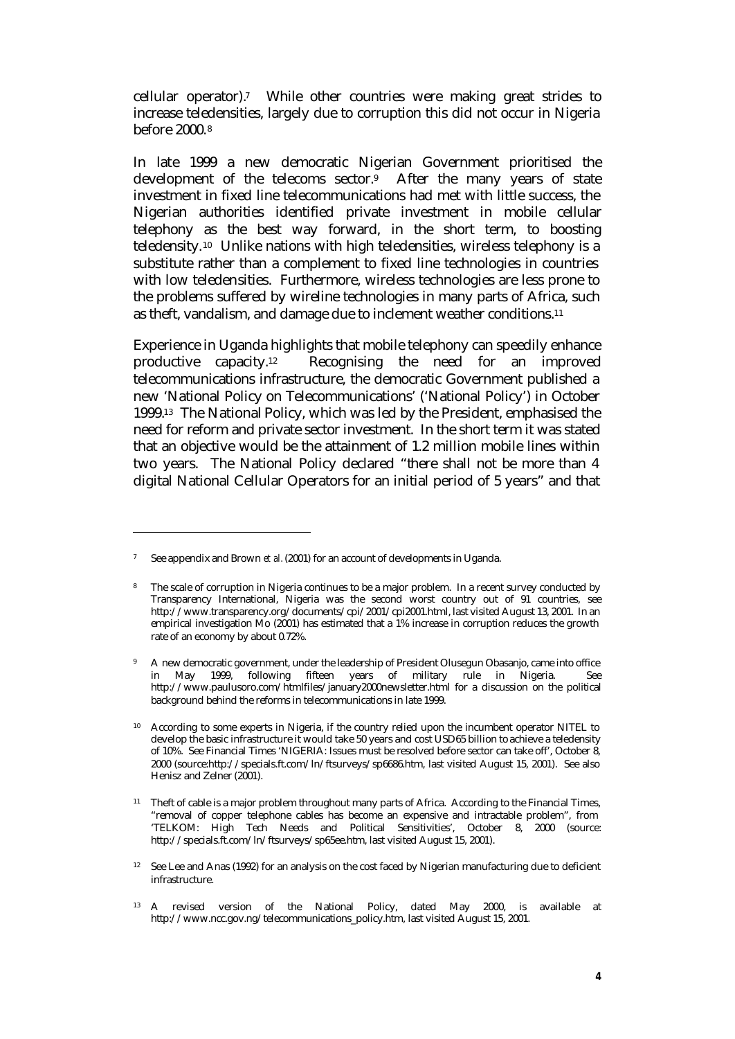cellular operator).[7] While other countries were making great strides to increase teledensities, largely due to corruption this did not occur in Nigeria before 2000.[8]

In late 1999 a new democratic Nigerian Government prioritised the development of the telecoms sector.[9] After the many years of state investment in fixed line telecommunications had met with little success, the Nigerian authorities identified private investment in mobile cellular telephony as the best way forward, in the short term, to boosting teledensity.[10] Unlike nations with high teledensities, wireless telephony is a substitute rather than a complement to fixed line technologies in countries with low teledensities. Furthermore, wireless technologies are less prone to the problems suffered by wireline technologies in many parts of Africa, such as theft, vandalism, and damage due to inclement weather conditions.[11]

Experience in Uganda highlights that mobile telephony can speedily enhance productive capacity.[12] Recognising the need for an improved telecommunications infrastructure, the democratic Government published a new 'National Policy on Telecommunications' ('National Policy') in October 1999.[13] The National Policy, which was led by the President, emphasised the need for reform and private sector investment. In the short term it was stated that an objective would be the attainment of 1.2 million mobile lines within two years. The National Policy declared "there shall not be more than 4 digital National Cellular Operators for an initial period of 5 years" and that

---

[7] See appendix and Brown *et al.* (2001) for an account of developments in Uganda.

[8] The scale of corruption in Nigeria continues to be a major problem. In a recent survey conducted by Transparency International, Nigeria was the second worst country out of 91 countries, see http://www.transparency.org/documents/cpi/2001/cpi2001.html, last visited August 13, 2001. In an empirical investigation Mo (2001) has estimated that a 1% increase in corruption reduces the growth rate of an economy by about 0.72%.

[9] A new democratic government, under the leadership of President Olusegun Obasanjo, came into office in May 1999, following fifteen years of military rule in Nigeria. See http://www.paulusoro.com/htmlfiles/january2000newsletter.html for a discussion on the political background behind the reforms in telecommunications in late 1999.

[10] According to some experts in Nigeria, if the country relied upon the incumbent operator NITEL to develop the basic infrastructure it would take 50 years and cost USD65 billion to achieve a teledensity of 10%. See Financial Times 'NIGERIA: Issues must be resolved before sector can take off', October 8, 2000 (source:http://specials.ft.com/ln/ftsurveys/sp6686.htm, last visited August 15, 2001). See also Henisz and Zelner (2001).

[11] Theft of cable is a major problem throughout many parts of Africa. According to the Financial Times, "removal of copper telephone cables has become an expensive and intractable problem", from 'TELKOM: High Tech Needs and Political Sensitivities', October 8, 2000 (source: http://specials.ft.com/ln/ftsurveys/sp65ee.htm, last visited August 15, 2001).

[12] See Lee and Anas (1992) for an analysis on the cost faced by Nigerian manufacturing due to deficient infrastructure.

[13] A revised version of the National Policy, dated May 2000, is available at http://www.ncc.gov.ng/telecommunications_policy.htm, last visited August 15, 2001.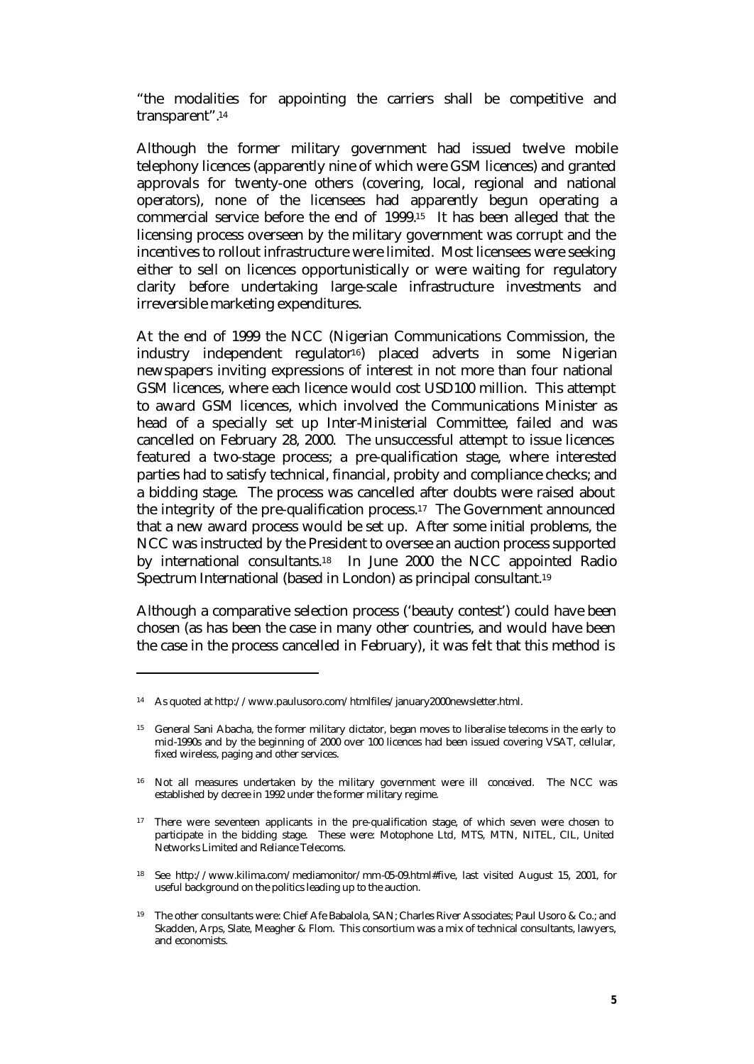"the modalities for appointing the carriers shall be competitive and transparent".[14]

Although the former military government had issued twelve mobile telephony licences (apparently nine of which were GSM licences) and granted approvals for twenty-one others (covering, local, regional and national operators), none of the licensees had apparently begun operating a commercial service before the end of 1999.[15] It has been alleged that the licensing process overseen by the military government was corrupt and the incentives to rollout infrastructure were limited. Most licensees were seeking either to sell on licences opportunistically or were waiting for regulatory clarity before undertaking large-scale infrastructure investments and irreversible marketing expenditures.

At the end of 1999 the NCC (Nigerian Communications Commission, the industry independent regulator[16]) placed adverts in some Nigerian newspapers inviting expressions of interest in not more than four national GSM licences, where each licence would cost USD100 million. This attempt to award GSM licences, which involved the Communications Minister as head of a specially set up Inter-Ministerial Committee, failed and was cancelled on February 28, 2000. The unsuccessful attempt to issue licences featured a two-stage process; a pre-qualification stage, where interested parties had to satisfy technical, financial, probity and compliance checks; and a bidding stage. The process was cancelled after doubts were raised about the integrity of the pre-qualification process.[17] The Government announced that a new award process would be set up. After some initial problems, the NCC was instructed by the President to oversee an auction process supported by international consultants.[18] In June 2000 the NCC appointed Radio Spectrum International (based in London) as principal consultant.[19]

Although a comparative selection process ('beauty contest') could have been chosen (as has been the case in many other countries, and would have been the case in the process cancelled in February), it was felt that this method is

---

[14] As quoted at http://www.paulusoro.com/htmlfiles/january2000newsletter.html.

[15] General Sani Abacha, the former military dictator, began moves to liberalise telecoms in the early to mid-1990s and by the beginning of 2000 over 100 licences had been issued covering VSAT, cellular, fixed wireless, paging and other services.

[16] Not all measures undertaken by the military government were ill conceived. The NCC was established by decree in 1992 under the former military regime.

[17] There were seventeen applicants in the pre-qualification stage, of which seven were chosen to participate in the bidding stage. These were: Motophone Ltd, MTS, MTN, NITEL, CIL, United Networks Limited and Reliance Telecoms.

[18] See http://www.kilima.com/mediamonitor/mm-05-09.html#five, last visited August 15, 2001, for useful background on the politics leading up to the auction.

[19] The other consultants were: Chief Afe Babalola, SAN; Charles River Associates; Paul Usoro & Co.; and Skadden, Arps, Slate, Meagher & Flom. This consortium was a mix of technical consultants, lawyers, and economists.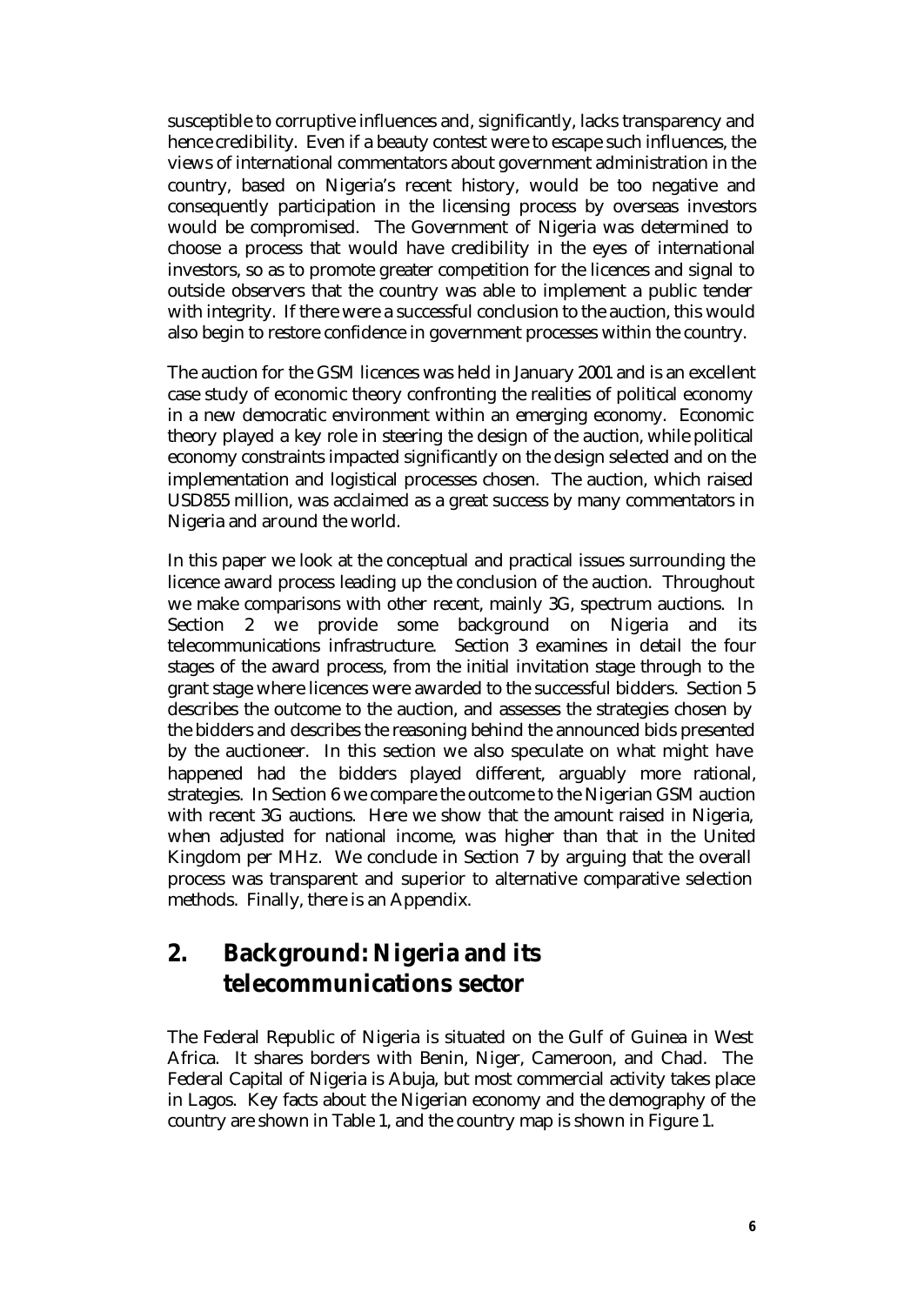susceptible to corruptive influences and, significantly, lacks transparency and hence credibility. Even if a beauty contest were to escape such influences, the views of international commentators about government administration in the country, based on Nigeria's recent history, would be too negative and consequently participation in the licensing process by overseas investors would be compromised. The Government of Nigeria was determined to choose a process that would have credibility in the eyes of international investors, so as to promote greater competition for the licences and signal to outside observers that the country was able to implement a public tender with integrity. If there were a successful conclusion to the auction, this would also begin to restore confidence in government processes within the country.

The auction for the GSM licences was held in January 2001 and is an excellent case study of economic theory confronting the realities of political economy in a new democratic environment within an emerging economy. Economic theory played a key role in steering the design of the auction, while political economy constraints impacted significantly on the design selected and on the implementation and logistical processes chosen. The auction, which raised USD855 million, was acclaimed as a great success by many commentators in Nigeria and around the world.

In this paper we look at the conceptual and practical issues surrounding the licence award process leading up the conclusion of the auction. Throughout we make comparisons with other recent, mainly 3G, spectrum auctions. In Section 2 we provide some background on Nigeria and its telecommunications infrastructure. Section 3 examines in detail the four stages of the award process, from the initial invitation stage through to the grant stage where licences were awarded to the successful bidders. Section 5 describes the outcome to the auction, and assesses the strategies chosen by the bidders and describes the reasoning behind the announced bids presented by the auctioneer. In this section we also speculate on what might have happened had the bidders played different, arguably more rational, strategies. In Section 6 we compare the outcome to the Nigerian GSM auction with recent 3G auctions. Here we show that the amount raised in Nigeria, when adjusted for national income, was higher than that in the United Kingdom per MHz. We conclude in Section 7 by arguing that the overall process was transparent and superior to alternative comparative selection methods. Finally, there is an Appendix.

## 2. Background: Nigeria and its telecommunications sector

The Federal Republic of Nigeria is situated on the Gulf of Guinea in West Africa. It shares borders with Benin, Niger, Cameroon, and Chad. The Federal Capital of Nigeria is Abuja, but most commercial activity takes place in Lagos. Key facts about the Nigerian economy and the demography of the country are shown in Table 1, and the country map is shown in Figure 1.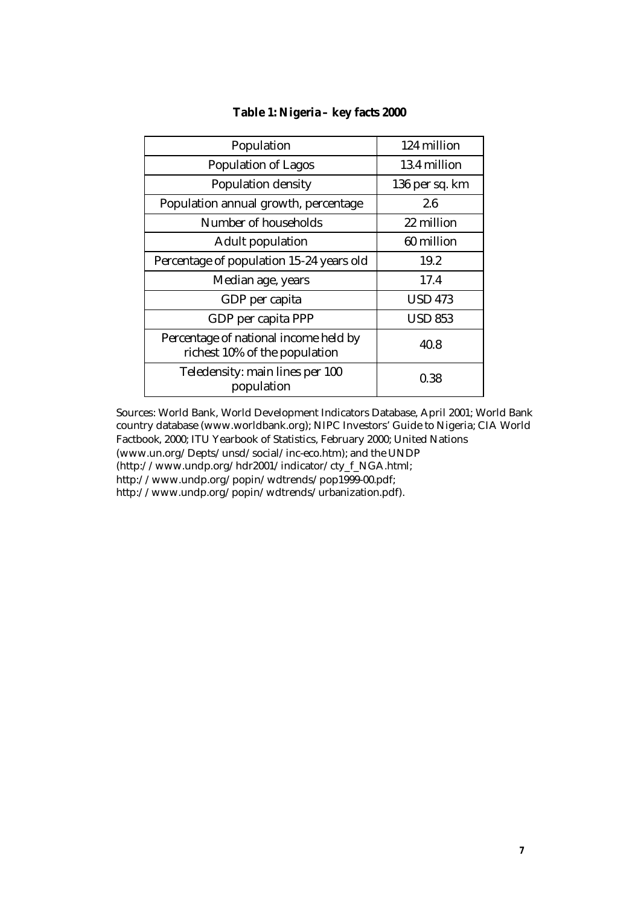**Table 1: Nigeria – key facts 2000**

| Population | 124 million |
|---|---|
| Population of Lagos | 13.4 million |
| Population density | 136 per sq. km |
| Population annual growth, percentage | 2.6 |
| Number of households | 22 million |
| Adult population | 60 million |
| Percentage of population 15-24 years old | 19.2 |
| Median age, years | 17.4 |
| GDP per capita | USD 473 |
| GDP per capita PPP | USD 853 |
| Percentage of national income held by richest 10% of the population | 40.8 |
| Teledensity: main lines per 100 population | 0.38 |

Sources: World Bank, World Development Indicators Database, April 2001; World Bank country database (www.worldbank.org); NIPC Investors' Guide to Nigeria; CIA World Factbook, 2000; ITU Yearbook of Statistics, February 2000; United Nations (www.un.org/Depts/unsd/social/inc-eco.htm); and the UNDP (http://www.undp.org/hdr2001/indicator/cty_f_NGA.html; http://www.undp.org/popin/wdtrends/pop1999-00.pdf; http://www.undp.org/popin/wdtrends/urbanization.pdf).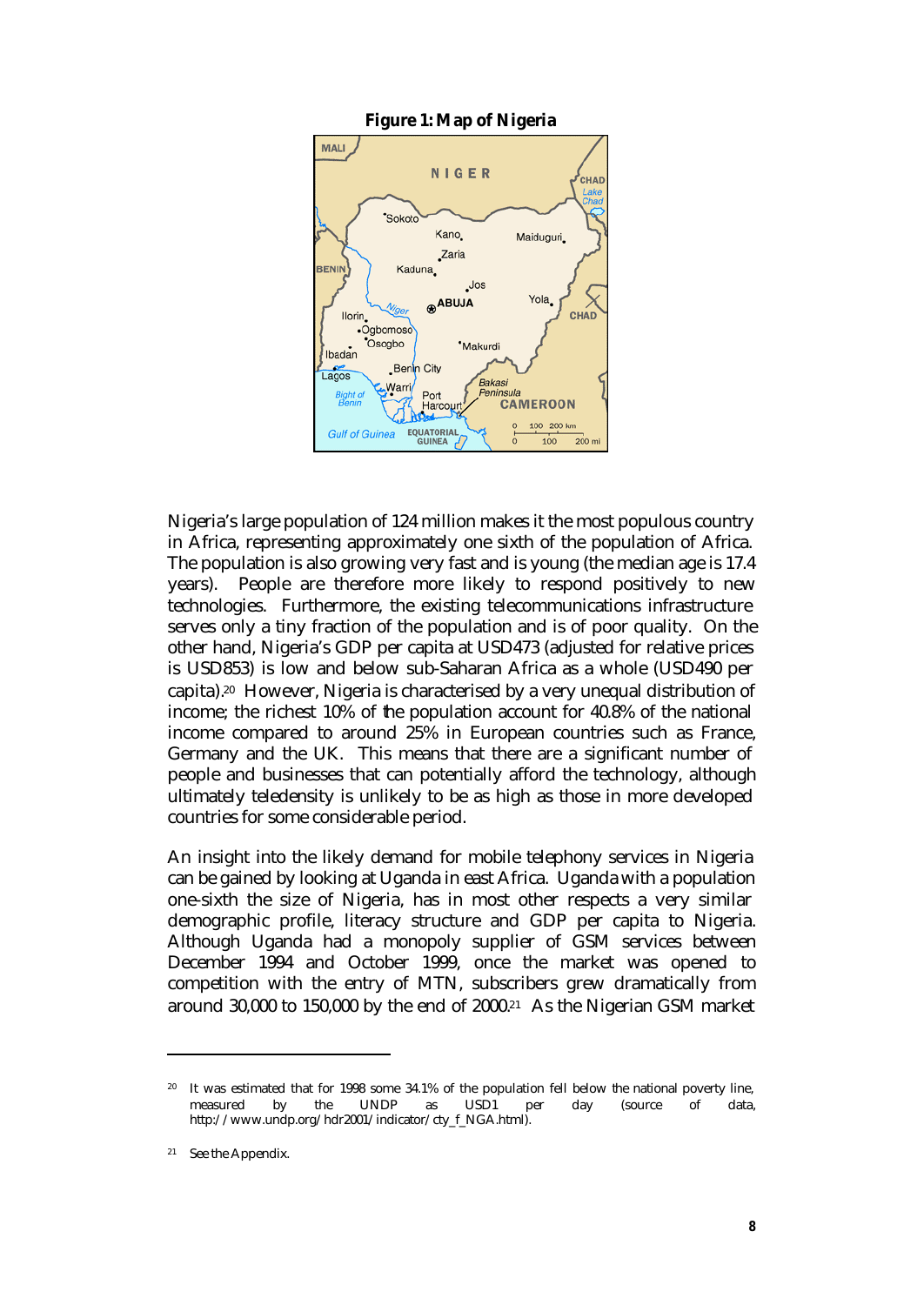**Figure 1: Map of Nigeria**

Nigeria's large population of 124 million makes it the most populous country in Africa, representing approximately one sixth of the population of Africa. The population is also growing very fast and is young (the median age is 17.4 years). People are therefore more likely to respond positively to new technologies. Furthermore, the existing telecommunications infrastructure serves only a tiny fraction of the population and is of poor quality. On the other hand, Nigeria's GDP per capita at USD473 (adjusted for relative prices is USD853) is low and below sub-Saharan Africa as a whole (USD490 per capita).[20] However, Nigeria is characterised by a very unequal distribution of income; the richest 10% of the population account for 40.8% of the national income compared to around 25% in European countries such as France, Germany and the UK. This means that there are a significant number of people and businesses that can potentially afford the technology, although ultimately teledensity is unlikely to be as high as those in more developed countries for some considerable period.

An insight into the likely demand for mobile telephony services in Nigeria can be gained by looking at Uganda in east Africa. Uganda with a population one-sixth the size of Nigeria, has in most other respects a very similar demographic profile, literacy structure and GDP per capita to Nigeria. Although Uganda had a monopoly supplier of GSM services between December 1994 and October 1999, once the market was opened to competition with the entry of MTN, subscribers grew dramatically from around 30,000 to 150,000 by the end of 2000.[21] As the Nigerian GSM market

---

[20] It was estimated that for 1998 some 34.1% of the population fell below the national poverty line, measured by the UNDP as USD1 per day (source of data, http://www.undp.org/hdr2001/indicator/cty_f_NGA.html).

[21] See the Appendix.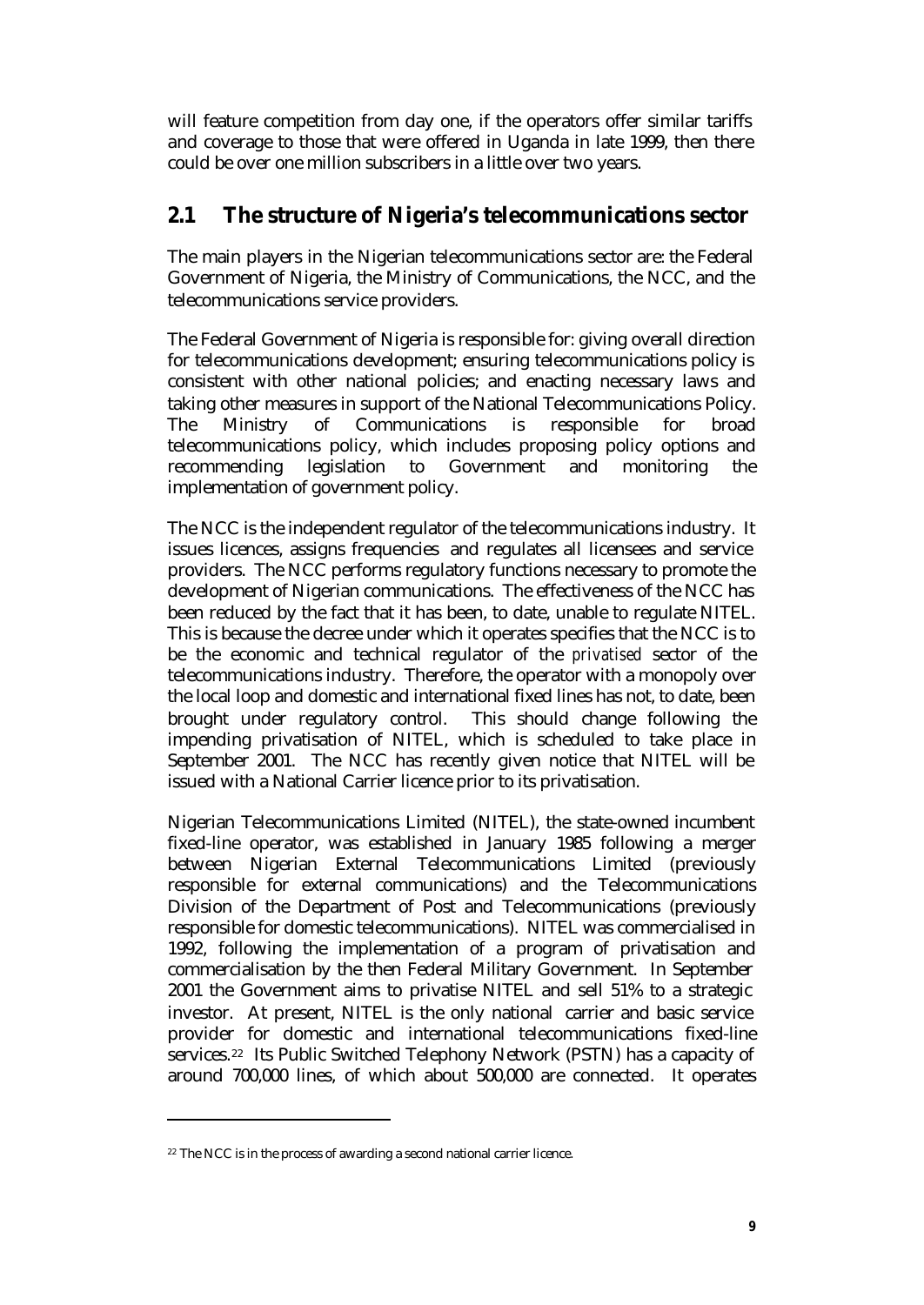will feature competition from day one, if the operators offer similar tariffs and coverage to those that were offered in Uganda in late 1999, then there could be over one million subscribers in a little over two years.

## 2.1 The structure of Nigeria's telecommunications sector

The main players in the Nigerian telecommunications sector are: the Federal Government of Nigeria, the Ministry of Communications, the NCC, and the telecommunications service providers.

The Federal Government of Nigeria is responsible for: giving overall direction for telecommunications development; ensuring telecommunications policy is consistent with other national policies; and enacting necessary laws and taking other measures in support of the National Telecommunications Policy. The Ministry of Communications is responsible for broad telecommunications policy, which includes proposing policy options and recommending legislation to Government and monitoring the implementation of government policy.

The NCC is the independent regulator of the telecommunications industry. It issues licences, assigns frequencies and regulates all licensees and service providers. The NCC performs regulatory functions necessary to promote the development of Nigerian communications. The effectiveness of the NCC has been reduced by the fact that it has been, to date, unable to regulate NITEL. This is because the decree under which it operates specifies that the NCC is to be the economic and technical regulator of the *privatised* sector of the telecommunications industry. Therefore, the operator with a monopoly over the local loop and domestic and international fixed lines has not, to date, been brought under regulatory control. This should change following the impending privatisation of NITEL, which is scheduled to take place in September 2001. The NCC has recently given notice that NITEL will be issued with a National Carrier licence prior to its privatisation.

Nigerian Telecommunications Limited (NITEL), the state-owned incumbent fixed-line operator, was established in January 1985 following a merger between Nigerian External Telecommunications Limited (previously responsible for external communications) and the Telecommunications Division of the Department of Post and Telecommunications (previously responsible for domestic telecommunications). NITEL was commercialised in 1992, following the implementation of a program of privatisation and commercialisation by the then Federal Military Government. In September 2001 the Government aims to privatise NITEL and sell 51% to a strategic investor. At present, NITEL is the only national carrier and basic service provider for domestic and international telecommunications fixed-line services.[22] Its Public Switched Telephony Network (PSTN) has a capacity of around 700,000 lines, of which about 500,000 are connected. It operates

[22] The NCC is in the process of awarding a second national carrier licence.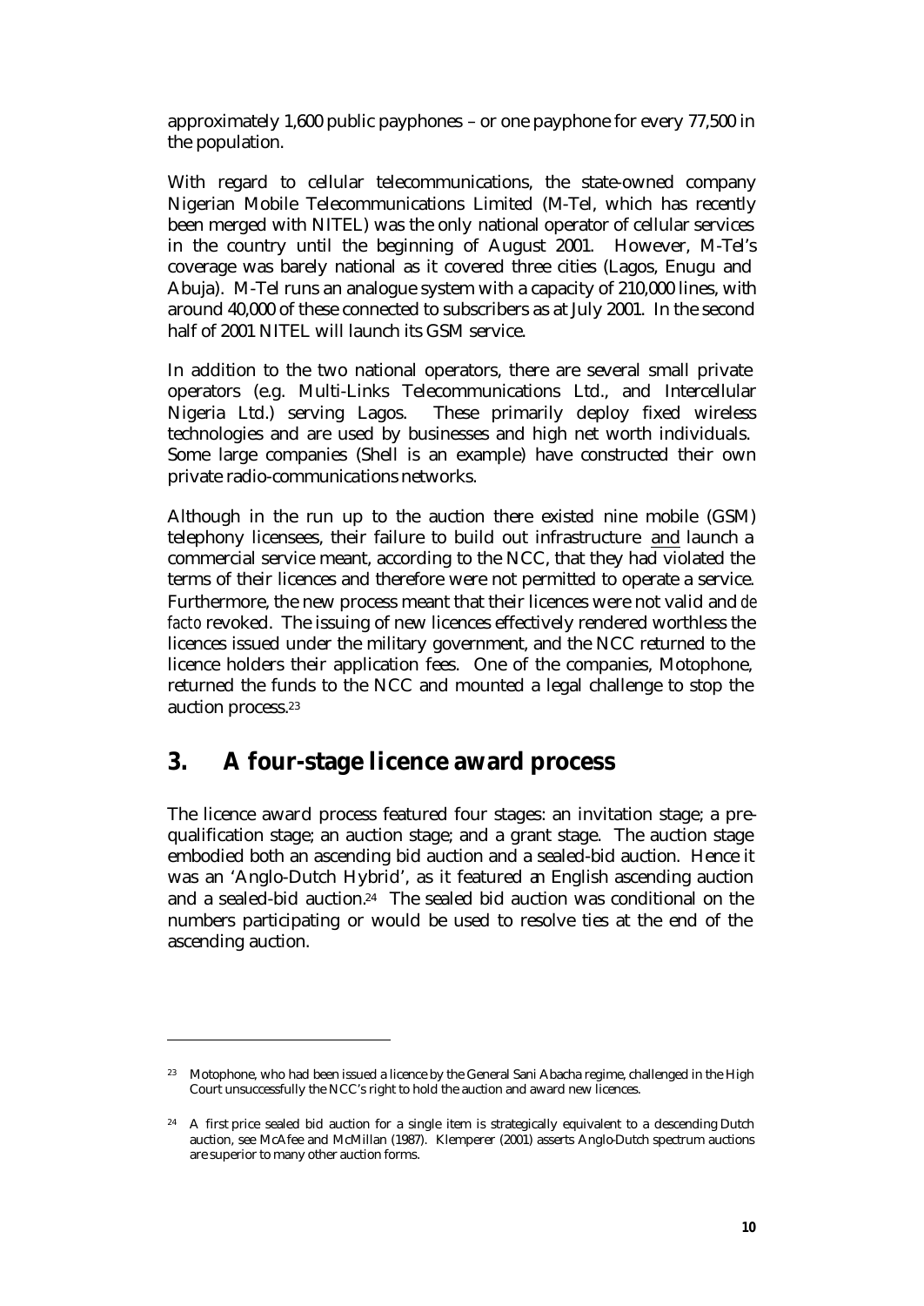approximately 1,600 public payphones – or one payphone for every 77,500 in the population.

With regard to cellular telecommunications, the state-owned company Nigerian Mobile Telecommunications Limited (M-Tel, which has recently been merged with NITEL) was the only national operator of cellular services in the country until the beginning of August 2001. However, M-Tel's coverage was barely national as it covered three cities (Lagos, Enugu and Abuja). M-Tel runs an analogue system with a capacity of 210,000 lines, with around 40,000 of these connected to subscribers as at July 2001. In the second half of 2001 NITEL will launch its GSM service.

In addition to the two national operators, there are several small private operators (e.g. Multi-Links Telecommunications Ltd., and Intercellular Nigeria Ltd.) serving Lagos. These primarily deploy fixed wireless technologies and are used by businesses and high net worth individuals. Some large companies (Shell is an example) have constructed their own private radio-communications networks.

Although in the run up to the auction there existed nine mobile (GSM) telephony licensees, their failure to build out infrastructure and launch a commercial service meant, according to the NCC, that they had violated the terms of their licences and therefore were not permitted to operate a service. Furthermore, the new process meant that their licences were not valid and *de facto* revoked. The issuing of new licences effectively rendered worthless the licences issued under the military government, and the NCC returned to the licence holders their application fees. One of the companies, Motophone, returned the funds to the NCC and mounted a legal challenge to stop the auction process.[23]

## 3. A four-stage licence award process

The licence award process featured four stages: an invitation stage; a pre-qualification stage; an auction stage; and a grant stage. The auction stage embodied both an ascending bid auction and a sealed-bid auction. Hence it was an 'Anglo-Dutch Hybrid', as it featured an English ascending auction and a sealed-bid auction.[24] The sealed bid auction was conditional on the numbers participating or would be used to resolve ties at the end of the ascending auction.

---

[23] Motophone, who had been issued a licence by the General Sani Abacha regime, challenged in the High Court unsuccessfully the NCC's right to hold the auction and award new licences.

[24] A first price sealed bid auction for a single item is strategically equivalent to a descending Dutch auction, see McAfee and McMillan (1987). Klemperer (2001) asserts Anglo-Dutch spectrum auctions are superior to many other auction forms.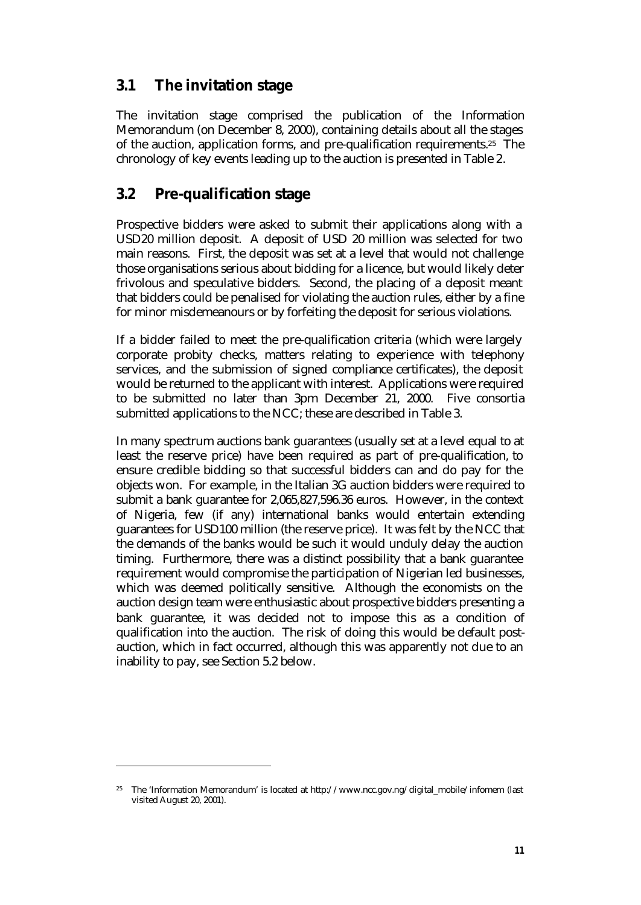## 3.1 The invitation stage

The invitation stage comprised the publication of the Information Memorandum (on December 8, 2000), containing details about all the stages of the auction, application forms, and pre-qualification requirements.[25] The chronology of key events leading up to the auction is presented in Table 2.

## 3.2 Pre-qualification stage

Prospective bidders were asked to submit their applications along with a USD20 million deposit. A deposit of USD 20 million was selected for two main reasons. First, the deposit was set at a level that would not challenge those organisations serious about bidding for a licence, but would likely deter frivolous and speculative bidders. Second, the placing of a deposit meant that bidders could be penalised for violating the auction rules, either by a fine for minor misdemeanours or by forfeiting the deposit for serious violations.

If a bidder failed to meet the pre-qualification criteria (which were largely corporate probity checks, matters relating to experience with telephony services, and the submission of signed compliance certificates), the deposit would be returned to the applicant with interest. Applications were required to be submitted no later than 3pm December 21, 2000. Five consortia submitted applications to the NCC; these are described in Table 3.

In many spectrum auctions bank guarantees (usually set at a level equal to at least the reserve price) have been required as part of pre-qualification, to ensure credible bidding so that successful bidders can and do pay for the objects won. For example, in the Italian 3G auction bidders were required to submit a bank guarantee for 2,065,827,596.36 euros. However, in the context of Nigeria, few (if any) international banks would entertain extending guarantees for USD100 million (the reserve price). It was felt by the NCC that the demands of the banks would be such it would unduly delay the auction timing. Furthermore, there was a distinct possibility that a bank guarantee requirement would compromise the participation of Nigerian led businesses, which was deemed politically sensitive. Although the economists on the auction design team were enthusiastic about prospective bidders presenting a bank guarantee, it was decided not to impose this as a condition of qualification into the auction. The risk of doing this would be default post-auction, which in fact occurred, although this was apparently not due to an inability to pay, see Section 5.2 below.

---

[25] The 'Information Memorandum' is located at http://www.ncc.gov.ng/digital_mobile/infomem (last visited August 20, 2001).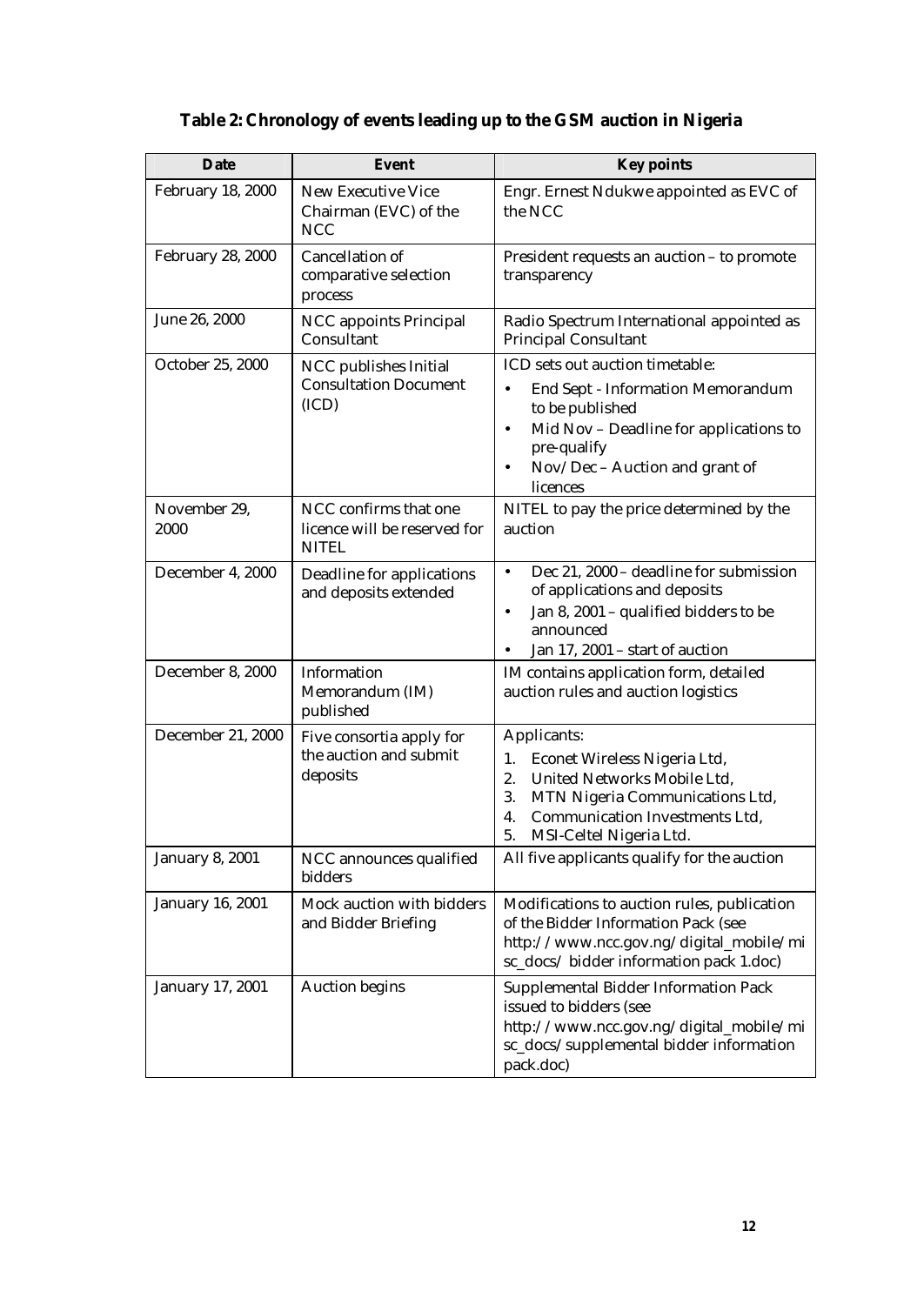**Table 2: Chronology of events leading up to the GSM auction in Nigeria**

| Date | Event | Key points |
|---|---|---|
| February 18, 2000 | New Executive Vice Chairman (EVC) of the NCC | Engr. Ernest Ndukwe appointed as EVC of the NCC |
| February 28, 2000 | Cancellation of comparative selection process | President requests an auction – to promote transparency |
| June 26, 2000 | NCC appoints Principal Consultant | Radio Spectrum International appointed as Principal Consultant |
| October 25, 2000 | NCC publishes Initial Consultation Document (ICD) | ICD sets out auction timetable: <br>• End Sept - Information Memorandum to be published <br>• Mid Nov – Deadline for applications to pre-qualify <br>• Nov/Dec – Auction and grant of licences |
| November 29, 2000 | NCC confirms that one licence will be reserved for NITEL | NITEL to pay the price determined by the auction |
| December 4, 2000 | Deadline for applications and deposits extended | • Dec 21, 2000 – deadline for submission of applications and deposits <br>• Jan 8, 2001 – qualified bidders to be announced <br>• Jan 17, 2001 – start of auction |
| December 8, 2000 | Information Memorandum (IM) published | IM contains application form, detailed auction rules and auction logistics |
| December 21, 2000 | Five consortia apply for the auction and submit deposits | Applicants: <br>1. Econet Wireless Nigeria Ltd, <br>2. United Networks Mobile Ltd, <br>3. MTN Nigeria Communications Ltd, <br>4. Communication Investments Ltd, <br>5. MSI-Celtel Nigeria Ltd. |
| January 8, 2001 | NCC announces qualified bidders | All five applicants qualify for the auction |
| January 16, 2001 | Mock auction with bidders and Bidder Briefing | Modifications to auction rules, publication of the Bidder Information Pack (see http://www.ncc.gov.ng/digital_mobile/misc_docs/ bidder information pack 1.doc) |
| January 17, 2001 | Auction begins | Supplemental Bidder Information Pack issued to bidders (see http://www.ncc.gov.ng/digital_mobile/misc_docs/supplemental bidder information pack.doc) |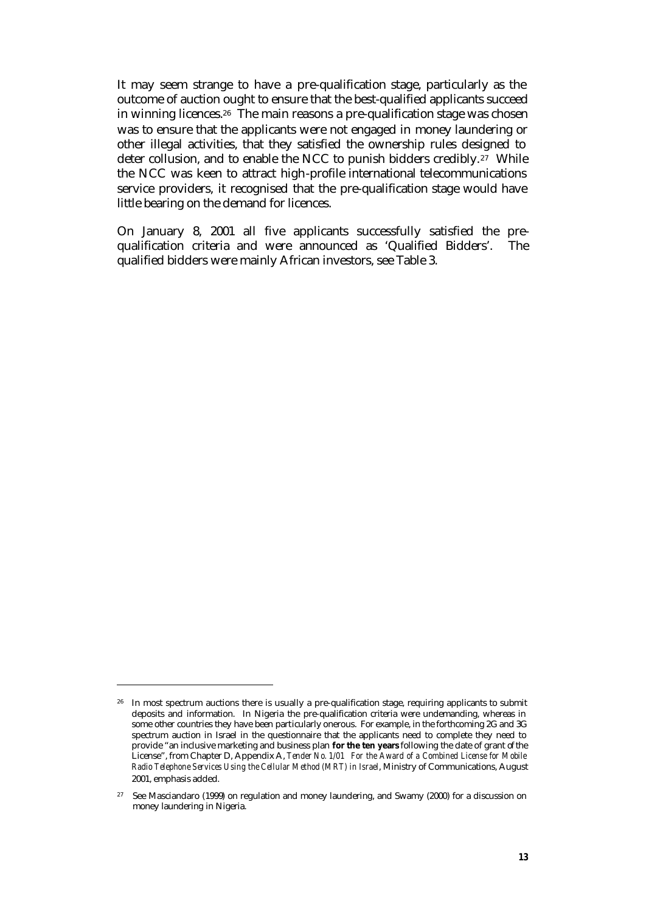It may seem strange to have a pre-qualification stage, particularly as the outcome of auction ought to ensure that the best-qualified applicants succeed in winning licences.[26] The main reasons a pre-qualification stage was chosen was to ensure that the applicants were not engaged in money laundering or other illegal activities, that they satisfied the ownership rules designed to deter collusion, and to enable the NCC to punish bidders credibly.[27] While the NCC was keen to attract high-profile international telecommunications service providers, it recognised that the pre-qualification stage would have little bearing on the demand for licences.

On January 8, 2001 all five applicants successfully satisfied the pre-qualification criteria and were announced as 'Qualified Bidders'. The qualified bidders were mainly African investors, see Table 3.

---

[26] In most spectrum auctions there is usually a pre-qualification stage, requiring applicants to submit deposits and information. In Nigeria the pre-qualification criteria were undemanding, whereas in some other countries they have been particularly onerous. For example, in the forthcoming 2G and 3G spectrum auction in Israel in the questionnaire that the applicants need to complete they need to provide "an inclusive marketing and business plan **for the ten years** following the date of grant of the License", from Chapter D, Appendix A, *Tender No. 1/01 For the Award of a Combined License for Mobile Radio Telephone Services Using the Cellular Method (MRT) in Israel*, Ministry of Communications, August 2001, emphasis added.

[27] See Masciandaro (1999) on regulation and money laundering, and Swamy (2000) for a discussion on money laundering in Nigeria.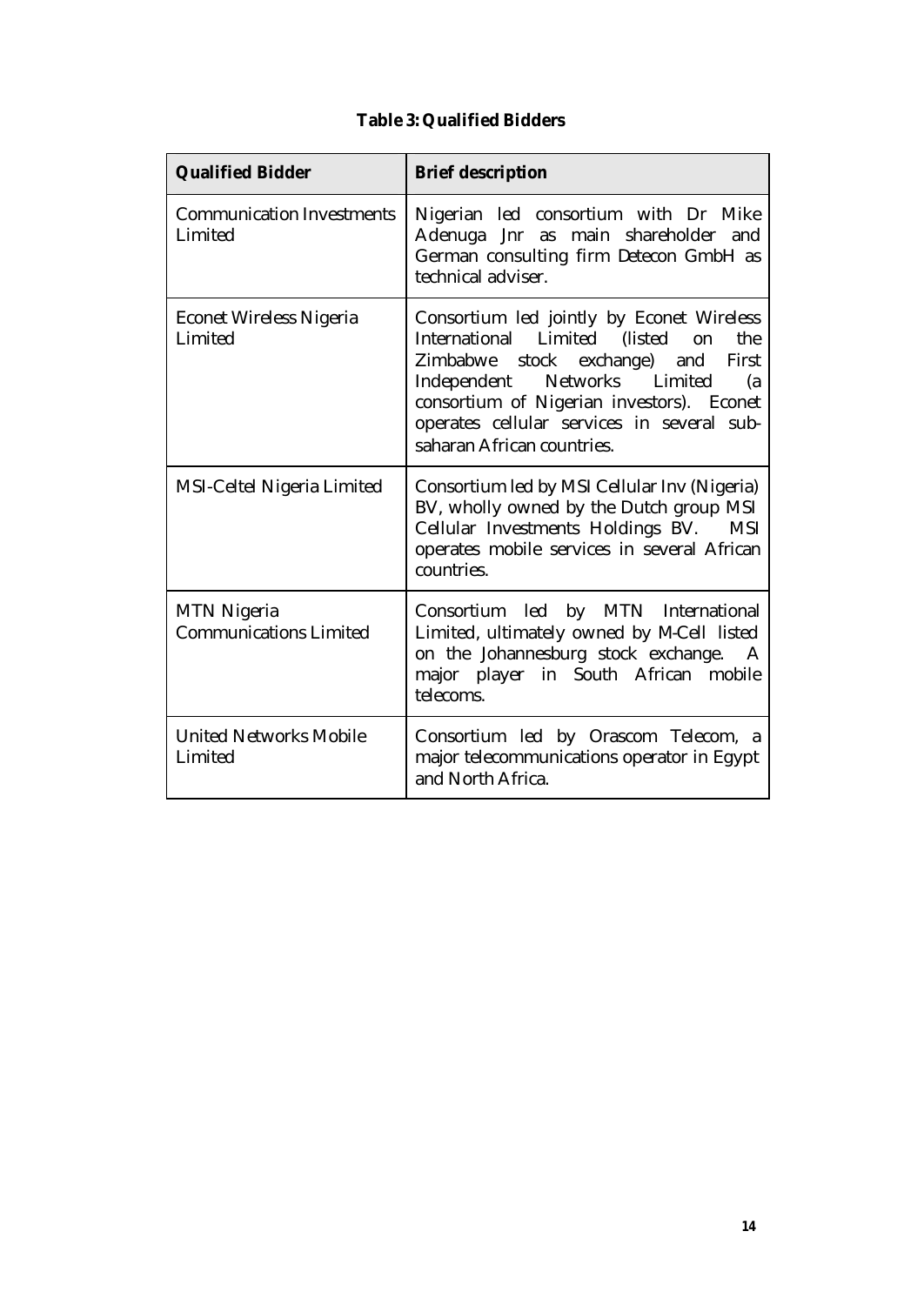**Table 3: Qualified Bidders**

| Qualified Bidder | Brief description |
|---|---|
| Communication Investments Limited | Nigerian led consortium with Dr Mike Adenuga Jnr as main shareholder and German consulting firm Detecon GmbH as technical adviser. |
| Econet Wireless Nigeria Limited | Consortium led jointly by Econet Wireless International Limited (listed on the Zimbabwe stock exchange) and First Independent Networks Limited (a consortium of Nigerian investors). Econet operates cellular services in several sub-saharan African countries. |
| MSI-Celtel Nigeria Limited | Consortium led by MSI Cellular Inv (Nigeria) BV, wholly owned by the Dutch group MSI Cellular Investments Holdings BV. MSI operates mobile services in several African countries. |
| MTN Nigeria Communications Limited | Consortium led by MTN International Limited, ultimately owned by M-Cell listed on the Johannesburg stock exchange. A major player in South African mobile telecoms. |
| United Networks Mobile Limited | Consortium led by Orascom Telecom, a major telecommunications operator in Egypt and North Africa. |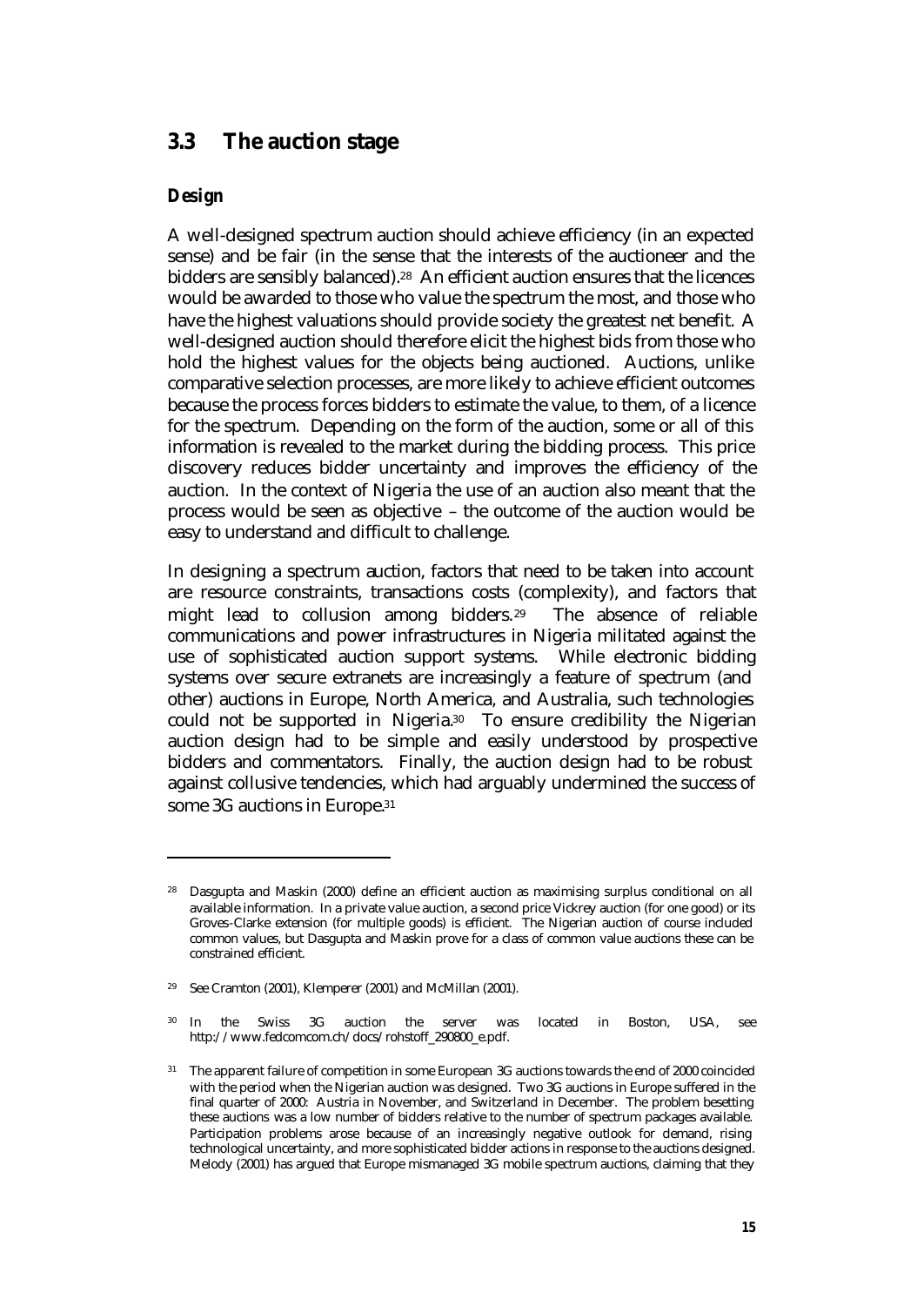## 3.3 The auction stage

### Design

A well-designed spectrum auction should achieve efficiency (in an expected sense) and be fair (in the sense that the interests of the auctioneer and the bidders are sensibly balanced).[28] An efficient auction ensures that the licences would be awarded to those who value the spectrum the most, and those who have the highest valuations should provide society the greatest net benefit. A well-designed auction should therefore elicit the highest bids from those who hold the highest values for the objects being auctioned. Auctions, unlike comparative selection processes, are more likely to achieve efficient outcomes because the process forces bidders to estimate the value, to them, of a licence for the spectrum. Depending on the form of the auction, some or all of this information is revealed to the market during the bidding process. This price discovery reduces bidder uncertainty and improves the efficiency of the auction. In the context of Nigeria the use of an auction also meant that the process would be seen as objective – the outcome of the auction would be easy to understand and difficult to challenge.

In designing a spectrum auction, factors that need to be taken into account are resource constraints, transactions costs (complexity), and factors that might lead to collusion among bidders.[29] The absence of reliable communications and power infrastructures in Nigeria militated against the use of sophisticated auction support systems. While electronic bidding systems over secure extranets are increasingly a feature of spectrum (and other) auctions in Europe, North America, and Australia, such technologies could not be supported in Nigeria.[30] To ensure credibility the Nigerian auction design had to be simple and easily understood by prospective bidders and commentators. Finally, the auction design had to be robust against collusive tendencies, which had arguably undermined the success of some 3G auctions in Europe.[31]

---

[28] Dasgupta and Maskin (2000) define an efficient auction as maximising surplus conditional on all available information. In a private value auction, a second price Vickrey auction (for one good) or its Groves-Clarke extension (for multiple goods) is efficient. The Nigerian auction of course included common values, but Dasgupta and Maskin prove for a class of common value auctions these can be constrained efficient.

[29] See Cramton (2001), Klemperer (2001) and McMillan (2001).

[30] In the Swiss 3G auction the server was located in Boston, USA, see http://www.fedcomcom.ch/docs/rohstoff_290800_e.pdf.

[31] The apparent failure of competition in some European 3G auctions towards the end of 2000 coincided with the period when the Nigerian auction was designed. Two 3G auctions in Europe suffered in the final quarter of 2000: Austria in November, and Switzerland in December. The problem besetting these auctions was a low number of bidders relative to the number of spectrum packages available. Participation problems arose because of an increasingly negative outlook for demand, rising technological uncertainty, and more sophisticated bidder actions in response to the auctions designed. Melody (2001) has argued that Europe mismanaged 3G mobile spectrum auctions, claiming that they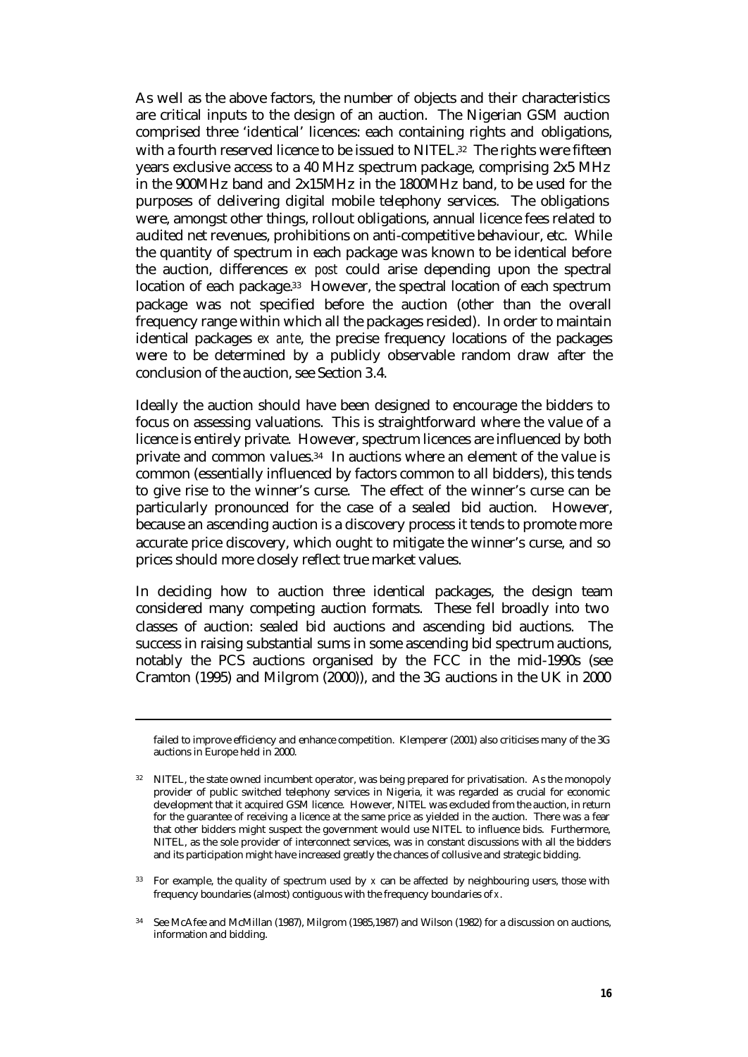As well as the above factors, the number of objects and their characteristics are critical inputs to the design of an auction. The Nigerian GSM auction comprised three 'identical' licences: each containing rights and obligations, with a fourth reserved licence to be issued to NITEL.[32] The rights were fifteen years exclusive access to a 40 MHz spectrum package, comprising 2x5 MHz in the 900MHz band and 2x15MHz in the 1800MHz band, to be used for the purposes of delivering digital mobile telephony services. The obligations were, amongst other things, rollout obligations, annual licence fees related to audited net revenues, prohibitions on anti-competitive behaviour, etc. While the quantity of spectrum in each package was known to be identical before the auction, differences *ex post* could arise depending upon the spectral location of each package.[33] However, the spectral location of each spectrum package was not specified before the auction (other than the overall frequency range within which all the packages resided). In order to maintain identical packages *ex ante*, the precise frequency locations of the packages were to be determined by a publicly observable random draw after the conclusion of the auction, see Section 3.4.

Ideally the auction should have been designed to encourage the bidders to focus on assessing valuations. This is straightforward where the value of a licence is entirely private. However, spectrum licences are influenced by both private and common values.[34] In auctions where an element of the value is common (essentially influenced by factors common to all bidders), this tends to give rise to the winner's curse. The effect of the winner's curse can be particularly pronounced for the case of a sealed bid auction. However, because an ascending auction is a discovery process it tends to promote more accurate price discovery, which ought to mitigate the winner's curse, and so prices should more closely reflect true market values.

In deciding how to auction three identical packages, the design team considered many competing auction formats. These fell broadly into two classes of auction: sealed bid auctions and ascending bid auctions. The success in raising substantial sums in some ascending bid spectrum auctions, notably the PCS auctions organised by the FCC in the mid-1990s (see Cramton (1995) and Milgrom (2000)), and the 3G auctions in the UK in 2000

---

failed to improve efficiency and enhance competition. Klemperer (2001) also criticises many of the 3G auctions in Europe held in 2000.

[32] NITEL, the state owned incumbent operator, was being prepared for privatisation. As the monopoly provider of public switched telephony services in Nigeria, it was regarded as crucial for economic development that it acquired GSM licence. However, NITEL was excluded from the auction, in return for the guarantee of receiving a licence at the same price as yielded in the auction. There was a fear that other bidders might suspect the government would use NITEL to influence bids. Furthermore, NITEL, as the sole provider of interconnect services, was in constant discussions with all the bidders and its participation might have increased greatly the chances of collusive and strategic bidding.

[33] For example, the quality of spectrum used by $x$ can be affected by neighbouring users, those with frequency boundaries (almost) contiguous with the frequency boundaries of $x$.

[34] See McAfee and McMillan (1987), Milgrom (1985,1987) and Wilson (1982) for a discussion on auctions, information and bidding.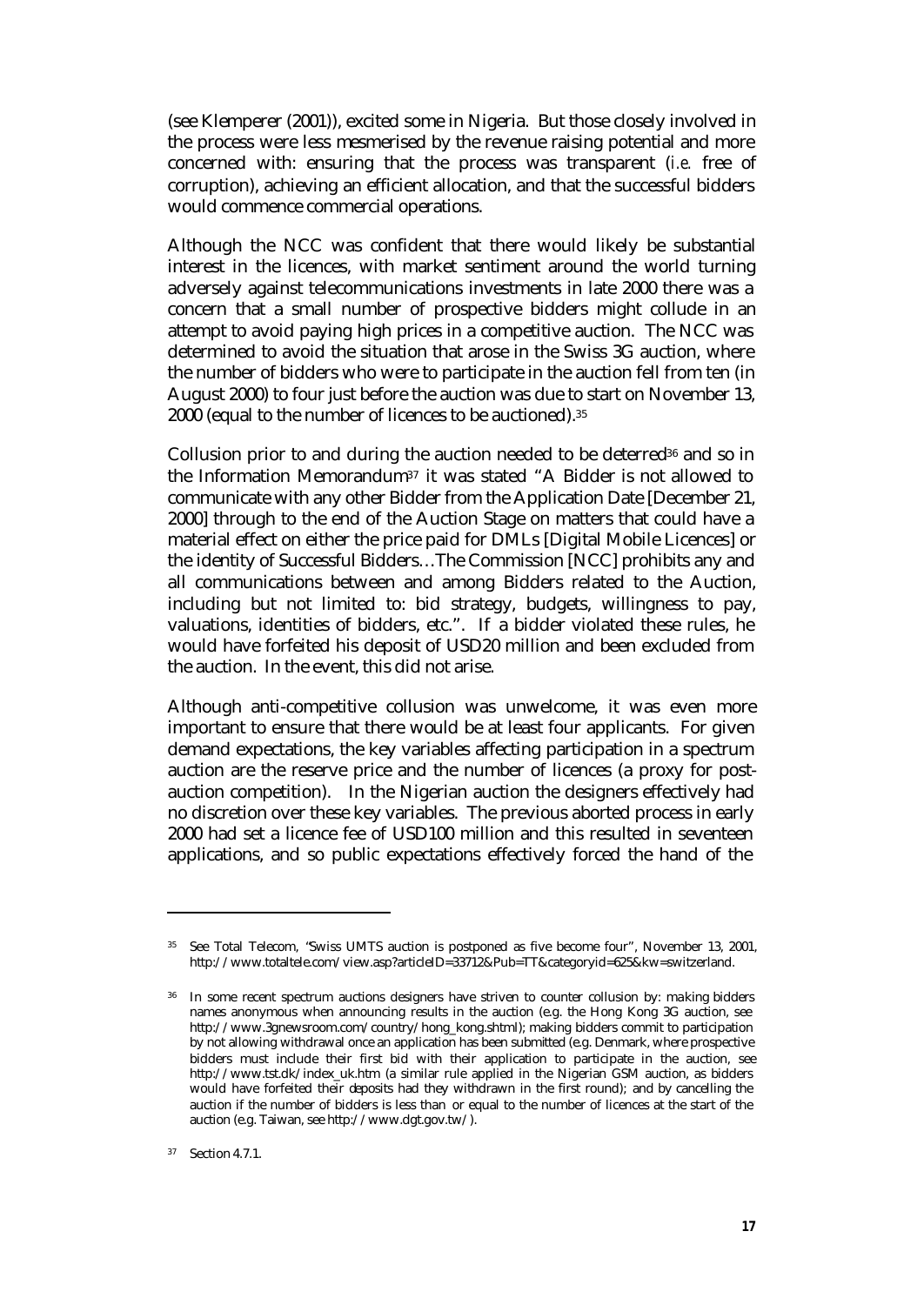(see Klemperer (2001)), excited some in Nigeria. But those closely involved in the process were less mesmerised by the revenue raising potential and more concerned with: ensuring that the process was transparent (*i.e.* free of corruption), achieving an efficient allocation, and that the successful bidders would commence commercial operations.

Although the NCC was confident that there would likely be substantial interest in the licences, with market sentiment around the world turning adversely against telecommunications investments in late 2000 there was a concern that a small number of prospective bidders might collude in an attempt to avoid paying high prices in a competitive auction. The NCC was determined to avoid the situation that arose in the Swiss 3G auction, where the number of bidders who were to participate in the auction fell from ten (in August 2000) to four just before the auction was due to start on November 13, 2000 (equal to the number of licences to be auctioned).[35]

Collusion prior to and during the auction needed to be deterred[36] and so in the Information Memorandum[37] it was stated "A Bidder is not allowed to communicate with any other Bidder from the Application Date [December 21, 2000] through to the end of the Auction Stage on matters that could have a material effect on either the price paid for DMLs [Digital Mobile Licences] or the identity of Successful Bidders…The Commission [NCC] prohibits any and all communications between and among Bidders related to the Auction, including but not limited to: bid strategy, budgets, willingness to pay, valuations, identities of bidders, etc.". If a bidder violated these rules, he would have forfeited his deposit of USD20 million and been excluded from the auction. In the event, this did not arise.

Although anti-competitive collusion was unwelcome, it was even more important to ensure that there would be at least four applicants. For given demand expectations, the key variables affecting participation in a spectrum auction are the reserve price and the number of licences (a proxy for post-auction competition). In the Nigerian auction the designers effectively had no discretion over these key variables. The previous aborted process in early 2000 had set a licence fee of USD100 million and this resulted in seventeen applications, and so public expectations effectively forced the hand of the

---

[35] See Total Telecom, "Swiss UMTS auction is postponed as five become four", November 13, 2001, http://www.totaltele.com/view.asp?articleID=33712&Pub=TT&categoryid=625&kw=switzerland.

[36] In some recent spectrum auctions designers have striven to counter collusion by: making bidders names anonymous when announcing results in the auction (e.g. the Hong Kong 3G auction, see http://www.3gnewsroom.com/country/hong_kong.shtml); making bidders commit to participation by not allowing withdrawal once an application has been submitted (e.g. Denmark, where prospective bidders must include their first bid with their application to participate in the auction, see http://www.tst.dk/index_uk.htm (a similar rule applied in the Nigerian GSM auction, as bidders would have forfeited their deposits had they withdrawn in the first round); and by cancelling the auction if the number of bidders is less than or equal to the number of licences at the start of the auction (e.g. Taiwan, see http://www.dgt.gov.tw/).

[37] Section 4.7.1.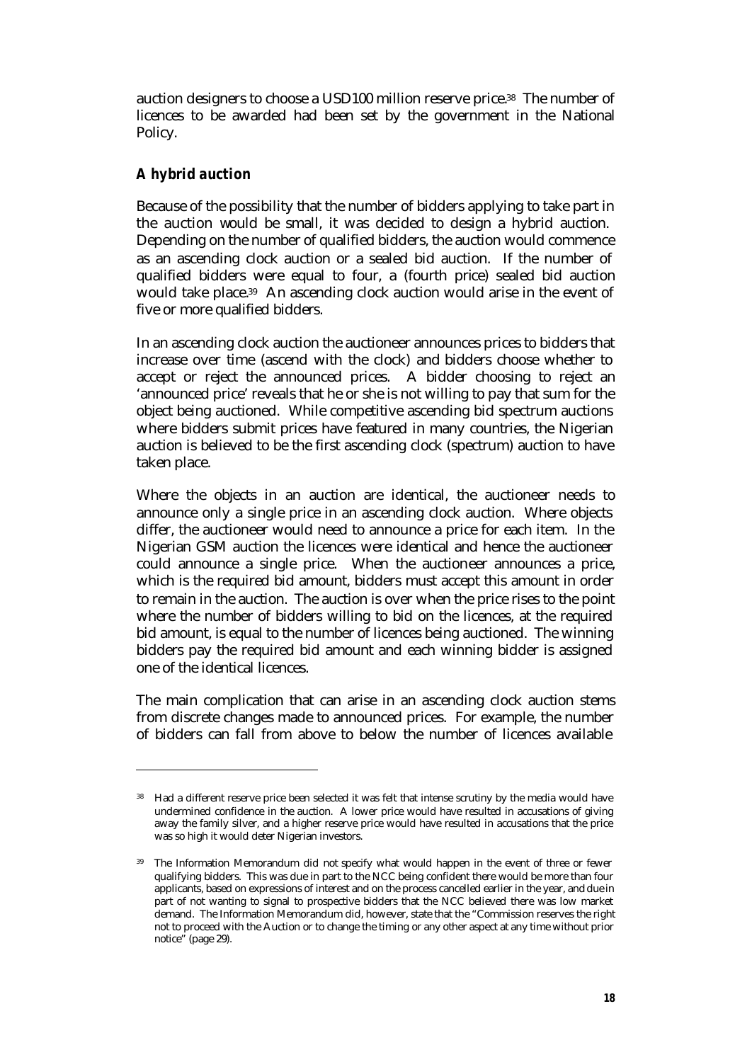auction designers to choose a USD100 million reserve price.[38] The number of licences to be awarded had been set by the government in the National Policy.

### *A hybrid auction*

Because of the possibility that the number of bidders applying to take part in the auction would be small, it was decided to design a hybrid auction. Depending on the number of qualified bidders, the auction would commence as an ascending clock auction or a sealed bid auction. If the number of qualified bidders were equal to four, a (fourth price) sealed bid auction would take place.[39] An ascending clock auction would arise in the event of five or more qualified bidders.

In an ascending clock auction the auctioneer announces prices to bidders that increase over time (ascend with the clock) and bidders choose whether to accept or reject the announced prices. A bidder choosing to reject an 'announced price' reveals that he or she is not willing to pay that sum for the object being auctioned. While competitive ascending bid spectrum auctions where bidders submit prices have featured in many countries, the Nigerian auction is believed to be the first ascending clock (spectrum) auction to have taken place.

Where the objects in an auction are identical, the auctioneer needs to announce only a single price in an ascending clock auction. Where objects differ, the auctioneer would need to announce a price for each item. In the Nigerian GSM auction the licences were identical and hence the auctioneer could announce a single price. When the auctioneer announces a price, which is the required bid amount, bidders must accept this amount in order to remain in the auction. The auction is over when the price rises to the point where the number of bidders willing to bid on the licences, at the required bid amount, is equal to the number of licences being auctioned. The winning bidders pay the required bid amount and each winning bidder is assigned one of the identical licences.

The main complication that can arise in an ascending clock auction stems from discrete changes made to announced prices. For example, the number of bidders can fall from above to below the number of licences available

---

[38] Had a different reserve price been selected it was felt that intense scrutiny by the media would have undermined confidence in the auction. A lower price would have resulted in accusations of giving away the family silver, and a higher reserve price would have resulted in accusations that the price was so high it would deter Nigerian investors.

[39] The Information Memorandum did not specify what would happen in the event of three or fewer qualifying bidders. This was due in part to the NCC being confident there would be more than four applicants, based on expressions of interest and on the process cancelled earlier in the year, and due in part of not wanting to signal to prospective bidders that the NCC believed there was low market demand. The Information Memorandum did, however, state that the "Commission reserves the right not to proceed with the Auction or to change the timing or any other aspect at any time without prior notice" (page 29).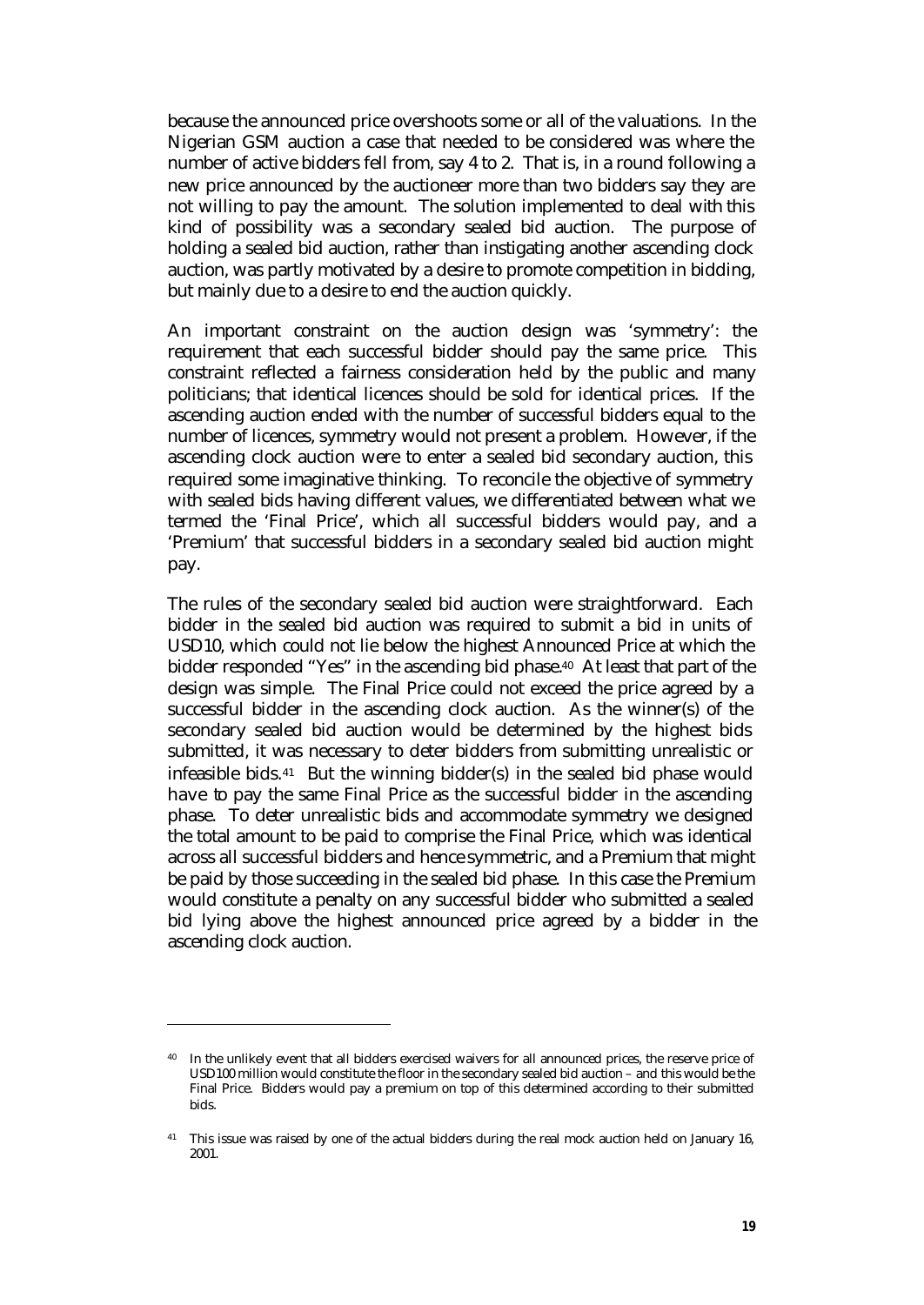because the announced price overshoots some or all of the valuations. In the Nigerian GSM auction a case that needed to be considered was where the number of active bidders fell from, say 4 to 2. That is, in a round following a new price announced by the auctioneer more than two bidders say they are not willing to pay the amount. The solution implemented to deal with this kind of possibility was a secondary sealed bid auction. The purpose of holding a sealed bid auction, rather than instigating another ascending clock auction, was partly motivated by a desire to promote competition in bidding, but mainly due to a desire to end the auction quickly.

An important constraint on the auction design was 'symmetry': the requirement that each successful bidder should pay the same price. This constraint reflected a fairness consideration held by the public and many politicians; that identical licences should be sold for identical prices. If the ascending auction ended with the number of successful bidders equal to the number of licences, symmetry would not present a problem. However, if the ascending clock auction were to enter a sealed bid secondary auction, this required some imaginative thinking. To reconcile the objective of symmetry with sealed bids having different values, we differentiated between what we termed the 'Final Price', which all successful bidders would pay, and a 'Premium' that successful bidders in a secondary sealed bid auction might pay.

The rules of the secondary sealed bid auction were straightforward. Each bidder in the sealed bid auction was required to submit a bid in units of USD10, which could not lie below the highest Announced Price at which the bidder responded "Yes" in the ascending bid phase.[40] At least that part of the design was simple. The Final Price could not exceed the price agreed by a successful bidder in the ascending clock auction. As the winner(s) of the secondary sealed bid auction would be determined by the highest bids submitted, it was necessary to deter bidders from submitting unrealistic or infeasible bids.[41] But the winning bidder(s) in the sealed bid phase would have to pay the same Final Price as the successful bidder in the ascending phase. To deter unrealistic bids and accommodate symmetry we designed the total amount to be paid to comprise the Final Price, which was identical across all successful bidders and hence symmetric, and a Premium that might be paid by those succeeding in the sealed bid phase. In this case the Premium would constitute a penalty on any successful bidder who submitted a sealed bid lying above the highest announced price agreed by a bidder in the ascending clock auction.

---

[40] In the unlikely event that all bidders exercised waivers for all announced prices, the reserve price of USD100 million would constitute the floor in the secondary sealed bid auction – and this would be the Final Price. Bidders would pay a premium on top of this determined according to their submitted bids.

[41] This issue was raised by one of the actual bidders during the real mock auction held on January 16, 2001.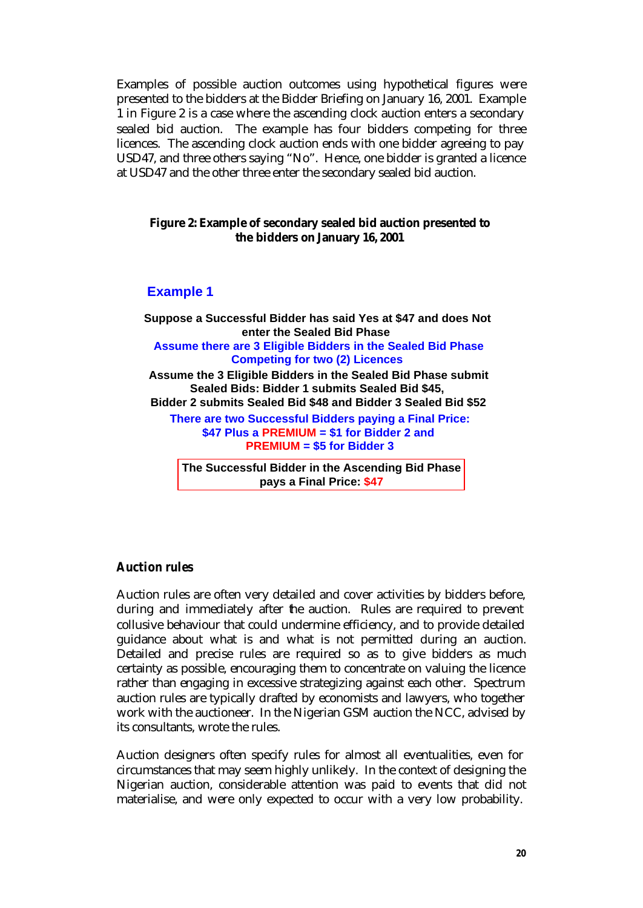Examples of possible auction outcomes using hypothetical figures were presented to the bidders at the Bidder Briefing on January 16, 2001. Example 1 in Figure 2 is a case where the ascending clock auction enters a secondary sealed bid auction. The example has four bidders competing for three licences. The ascending clock auction ends with one bidder agreeing to pay USD47, and three others saying "No". Hence, one bidder is granted a licence at USD47 and the other three enter the secondary sealed bid auction.

**Figure 2: Example of secondary sealed bid auction presented to the bidders on January 16, 2001**

**Example 1**

**Suppose a Successful Bidder has said Yes at $47 and does Not enter the Sealed Bid Phase**

**Assume there are 3 Eligible Bidders in the Sealed Bid Phase Competing for two (2) Licences**

**Assume the 3 Eligible Bidders in the Sealed Bid Phase submit Sealed Bids: Bidder 1 submits Sealed Bid $45, Bidder 2 submits Sealed Bid $48 and Bidder 3 Sealed Bid $52**

**There are two Successful Bidders paying a Final Price: $47 Plus a PREMIUM = $1 for Bidder 2 and PREMIUM = $5 for Bidder 3**

**The Successful Bidder in the Ascending Bid Phase pays a Final Price: $47**

## *Auction rules*

Auction rules are often very detailed and cover activities by bidders before, during and immediately after the auction. Rules are required to prevent collusive behaviour that could undermine efficiency, and to provide detailed guidance about what is and what is not permitted during an auction. Detailed and precise rules are required so as to give bidders as much certainty as possible, encouraging them to concentrate on valuing the licence rather than engaging in excessive strategizing against each other. Spectrum auction rules are typically drafted by economists and lawyers, who together work with the auctioneer. In the Nigerian GSM auction the NCC, advised by its consultants, wrote the rules.

Auction designers often specify rules for almost all eventualities, even for circumstances that may seem highly unlikely. In the context of designing the Nigerian auction, considerable attention was paid to events that did not materialise, and were only expected to occur with a very low probability.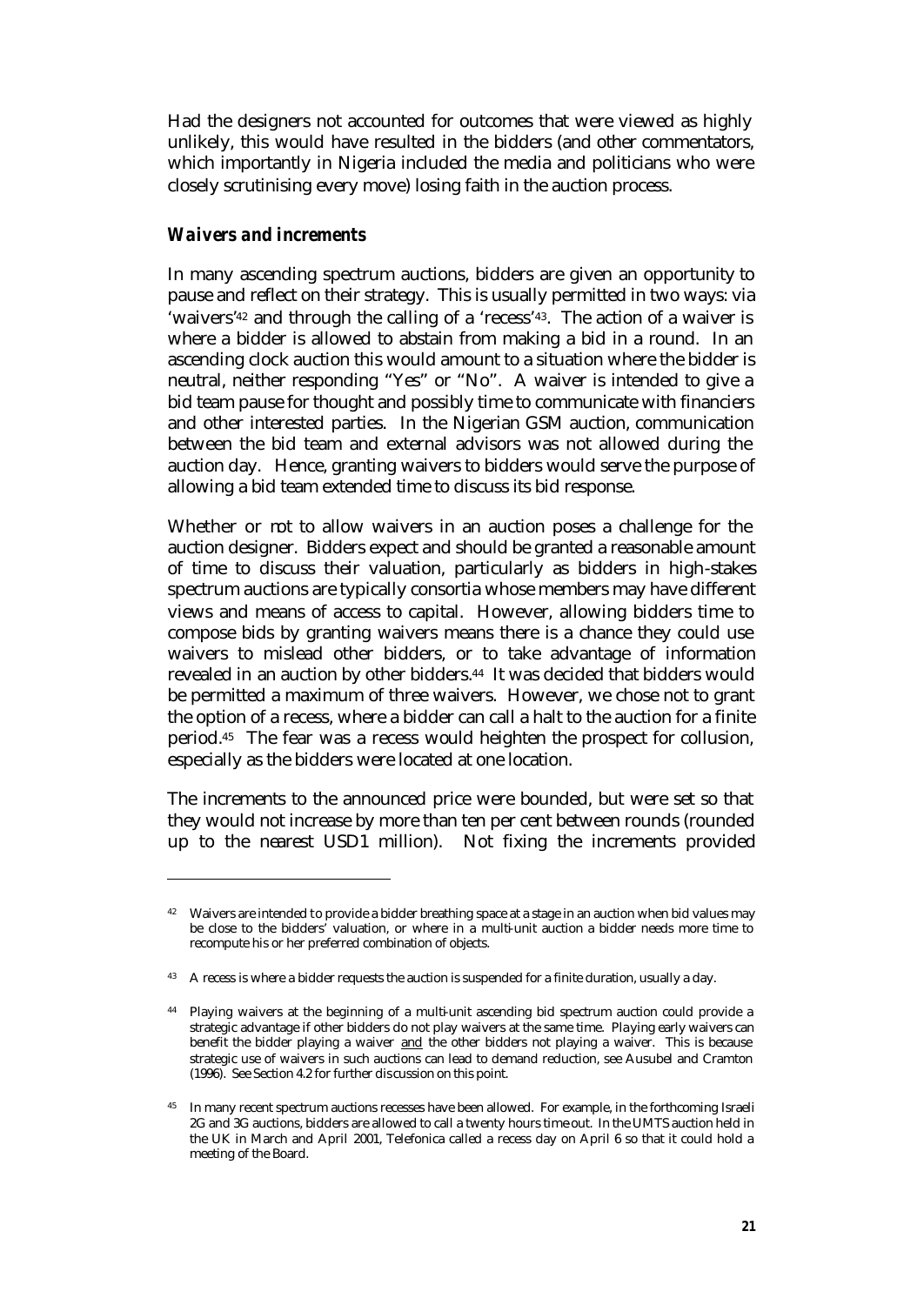Had the designers not accounted for outcomes that were viewed as highly unlikely, this would have resulted in the bidders (and other commentators, which importantly in Nigeria included the media and politicians who were closely scrutinising every move) losing faith in the auction process.

### *Waivers and increments*

In many ascending spectrum auctions, bidders are given an opportunity to pause and reflect on their strategy. This is usually permitted in two ways: via 'waivers'[42] and through the calling of a 'recess'[43]. The action of a waiver is where a bidder is allowed to abstain from making a bid in a round. In an ascending clock auction this would amount to a situation where the bidder is neutral, neither responding "Yes" or "No". A waiver is intended to give a bid team pause for thought and possibly time to communicate with financiers and other interested parties. In the Nigerian GSM auction, communication between the bid team and external advisors was not allowed during the auction day. Hence, granting waivers to bidders would serve the purpose of allowing a bid team extended time to discuss its bid response.

Whether or not to allow waivers in an auction poses a challenge for the auction designer. Bidders expect and should be granted a reasonable amount of time to discuss their valuation, particularly as bidders in high-stakes spectrum auctions are typically consortia whose members may have different views and means of access to capital. However, allowing bidders time to compose bids by granting waivers means there is a chance they could use waivers to mislead other bidders, or to take advantage of information revealed in an auction by other bidders.[44] It was decided that bidders would be permitted a maximum of three waivers. However, we chose not to grant the option of a recess, where a bidder can call a halt to the auction for a finite period.[45] The fear was a recess would heighten the prospect for collusion, especially as the bidders were located at one location.

The increments to the announced price were bounded, but were set so that they would not increase by more than ten per cent between rounds (rounded up to the nearest USD1 million). Not fixing the increments provided

---

[42] Waivers are intended to provide a bidder breathing space at a stage in an auction when bid values may be close to the bidders' valuation, or where in a multi-unit auction a bidder needs more time to recompute his or her preferred combination of objects.

[43] A recess is where a bidder requests the auction is suspended for a finite duration, usually a day.

[44] Playing waivers at the beginning of a multi-unit ascending bid spectrum auction could provide a strategic advantage if other bidders do not play waivers at the same time. Playing early waivers can benefit the bidder playing a waiver <u>and</u> the other bidders not playing a waiver. This is because strategic use of waivers in such auctions can lead to demand reduction, see Ausubel and Cramton (1996). See Section 4.2 for further discussion on this point.

[45] In many recent spectrum auctions recesses have been allowed. For example, in the forthcoming Israeli 2G and 3G auctions, bidders are allowed to call a twenty hours time out. In the UMTS auction held in the UK in March and April 2001, Telefonica called a recess day on April 6 so that it could hold a meeting of the Board.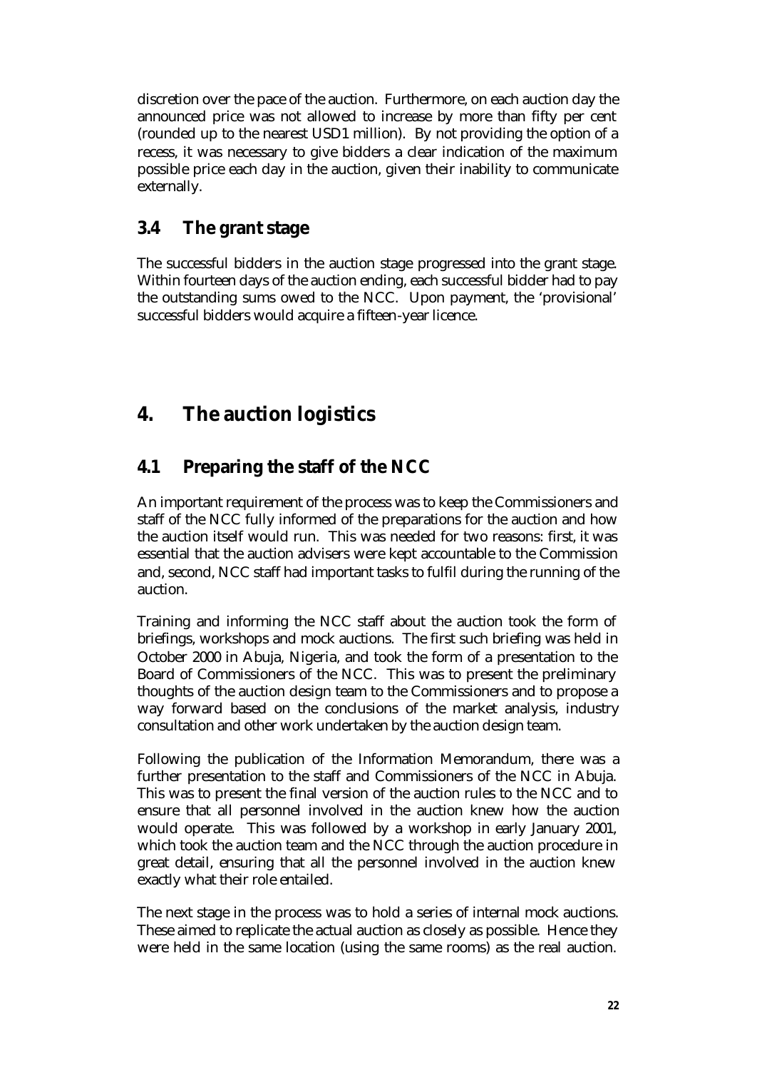discretion over the pace of the auction. Furthermore, on each auction day the announced price was not allowed to increase by more than fifty per cent (rounded up to the nearest USD1 million). By not providing the option of a recess, it was necessary to give bidders a clear indication of the maximum possible price each day in the auction, given their inability to communicate externally.

## 3.4 The grant stage

The successful bidders in the auction stage progressed into the grant stage. Within fourteen days of the auction ending, each successful bidder had to pay the outstanding sums owed to the NCC. Upon payment, the 'provisional' successful bidders would acquire a fifteen-year licence.

# 4. The auction logistics

## 4.1 Preparing the staff of the NCC

An important requirement of the process was to keep the Commissioners and staff of the NCC fully informed of the preparations for the auction and how the auction itself would run. This was needed for two reasons: first, it was essential that the auction advisers were kept accountable to the Commission and, second, NCC staff had important tasks to fulfil during the running of the auction.

Training and informing the NCC staff about the auction took the form of briefings, workshops and mock auctions. The first such briefing was held in October 2000 in Abuja, Nigeria, and took the form of a presentation to the Board of Commissioners of the NCC. This was to present the preliminary thoughts of the auction design team to the Commissioners and to propose a way forward based on the conclusions of the market analysis, industry consultation and other work undertaken by the auction design team.

Following the publication of the Information Memorandum, there was a further presentation to the staff and Commissioners of the NCC in Abuja. This was to present the final version of the auction rules to the NCC and to ensure that all personnel involved in the auction knew how the auction would operate. This was followed by a workshop in early January 2001, which took the auction team and the NCC through the auction procedure in great detail, ensuring that all the personnel involved in the auction knew exactly what their role entailed.

The next stage in the process was to hold a series of internal mock auctions. These aimed to replicate the actual auction as closely as possible. Hence they were held in the same location (using the same rooms) as the real auction.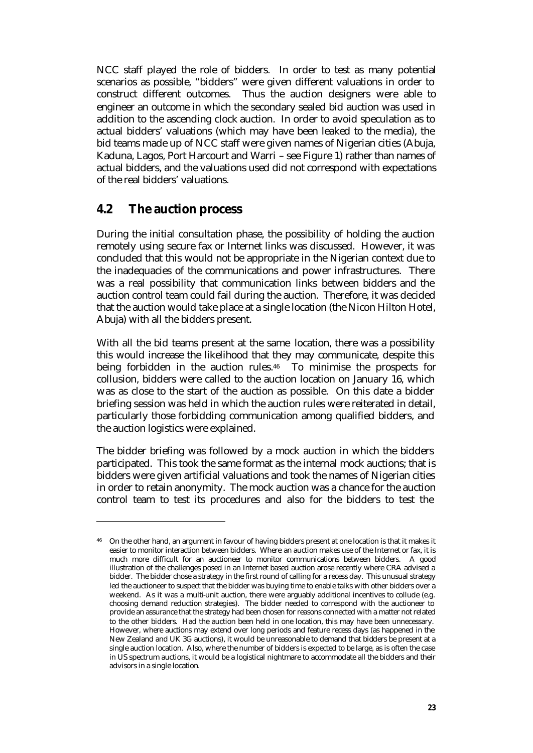NCC staff played the role of bidders. In order to test as many potential scenarios as possible, "bidders" were given different valuations in order to construct different outcomes. Thus the auction designers were able to engineer an outcome in which the secondary sealed bid auction was used in addition to the ascending clock auction. In order to avoid speculation as to actual bidders' valuations (which may have been leaked to the media), the bid teams made up of NCC staff were given names of Nigerian cities (Abuja, Kaduna, Lagos, Port Harcourt and Warri – see Figure 1) rather than names of actual bidders, and the valuations used did not correspond with expectations of the real bidders' valuations.

## 4.2 The auction process

During the initial consultation phase, the possibility of holding the auction remotely using secure fax or Internet links was discussed. However, it was concluded that this would not be appropriate in the Nigerian context due to the inadequacies of the communications and power infrastructures. There was a real possibility that communication links between bidders and the auction control team could fail during the auction. Therefore, it was decided that the auction would take place at a single location (the Nicon Hilton Hotel, Abuja) with all the bidders present.

With all the bid teams present at the same location, there was a possibility this would increase the likelihood that they may communicate, despite this being forbidden in the auction rules.[46] To minimise the prospects for collusion, bidders were called to the auction location on January 16, which was as close to the start of the auction as possible. On this date a bidder briefing session was held in which the auction rules were reiterated in detail, particularly those forbidding communication among qualified bidders, and the auction logistics were explained.

The bidder briefing was followed by a mock auction in which the bidders participated. This took the same format as the internal mock auctions; that is bidders were given artificial valuations and took the names of Nigerian cities in order to retain anonymity. The mock auction was a chance for the auction control team to test its procedures and also for the bidders to test the

---

[46] On the other hand, an argument in favour of having bidders present at one location is that it makes it easier to monitor interaction between bidders. Where an auction makes use of the Internet or fax, it is much more difficult for an auctioneer to monitor communications between bidders. A good illustration of the challenges posed in an Internet based auction arose recently where CRA advised a bidder. The bidder chose a strategy in the first round of calling for a recess day. This unusual strategy led the auctioneer to suspect that the bidder was buying time to enable talks with other bidders over a weekend. As it was a multi-unit auction, there were arguably additional incentives to collude (e.g. choosing demand reduction strategies). The bidder needed to correspond with the auctioneer to provide an assurance that the strategy had been chosen for reasons connected with a matter not related to the other bidders. Had the auction been held in one location, this may have been unnecessary. However, where auctions may extend over long periods and feature recess days (as happened in the New Zealand and UK 3G auctions), it would be unreasonable to demand that bidders be present at a single auction location. Also, where the number of bidders is expected to be large, as is often the case in US spectrum auctions, it would be a logistical nightmare to accommodate all the bidders and their advisors in a single location.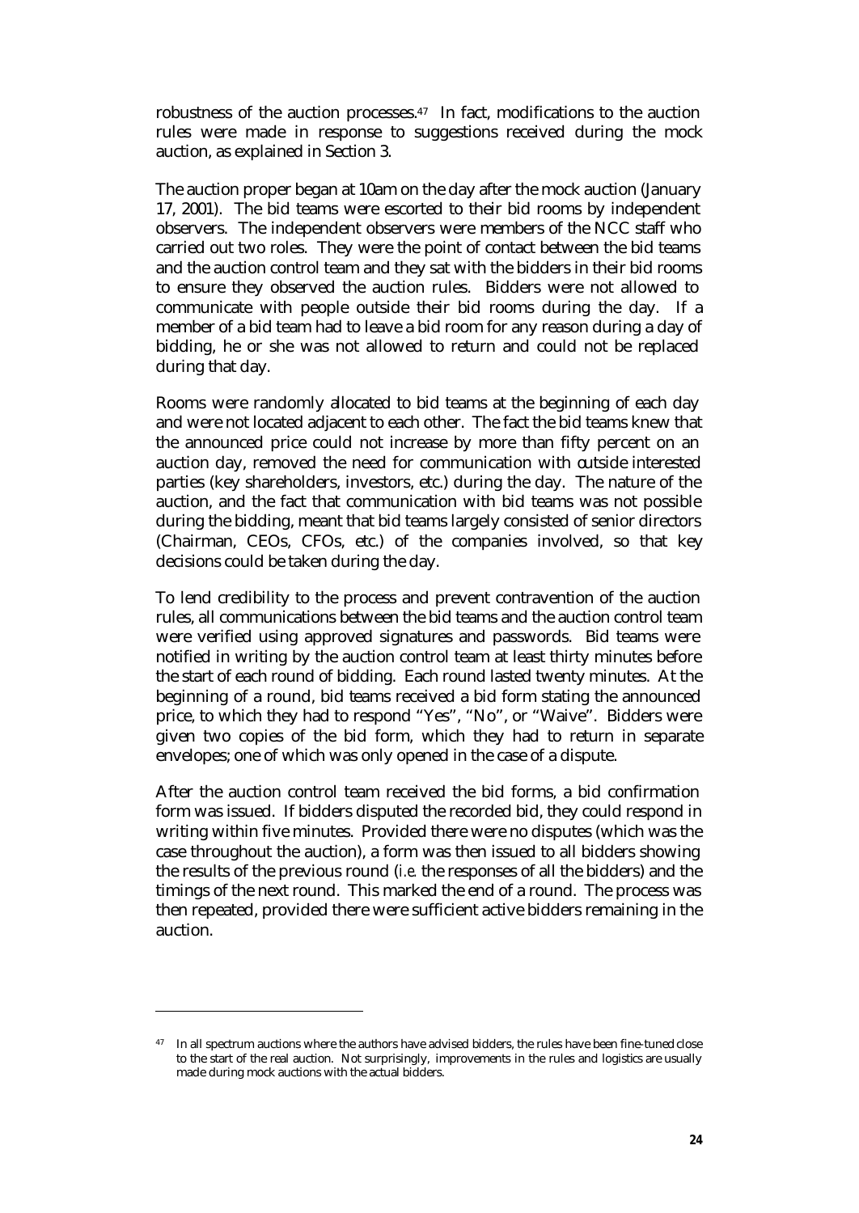robustness of the auction processes.[47] In fact, modifications to the auction rules were made in response to suggestions received during the mock auction, as explained in Section 3.

The auction proper began at 10am on the day after the mock auction (January 17, 2001). The bid teams were escorted to their bid rooms by independent observers. The independent observers were members of the NCC staff who carried out two roles. They were the point of contact between the bid teams and the auction control team and they sat with the bidders in their bid rooms to ensure they observed the auction rules. Bidders were not allowed to communicate with people outside their bid rooms during the day. If a member of a bid team had to leave a bid room for any reason during a day of bidding, he or she was not allowed to return and could not be replaced during that day.

Rooms were randomly allocated to bid teams at the beginning of each day and were not located adjacent to each other. The fact the bid teams knew that the announced price could not increase by more than fifty percent on an auction day, removed the need for communication with outside interested parties (key shareholders, investors, etc.) during the day. The nature of the auction, and the fact that communication with bid teams was not possible during the bidding, meant that bid teams largely consisted of senior directors (Chairman, CEOs, CFOs, etc.) of the companies involved, so that key decisions could be taken during the day.

To lend credibility to the process and prevent contravention of the auction rules, all communications between the bid teams and the auction control team were verified using approved signatures and passwords. Bid teams were notified in writing by the auction control team at least thirty minutes before the start of each round of bidding. Each round lasted twenty minutes. At the beginning of a round, bid teams received a bid form stating the announced price, to which they had to respond "Yes", "No", or "Waive". Bidders were given two copies of the bid form, which they had to return in separate envelopes; one of which was only opened in the case of a dispute.

After the auction control team received the bid forms, a bid confirmation form was issued. If bidders disputed the recorded bid, they could respond in writing within five minutes. Provided there were no disputes (which was the case throughout the auction), a form was then issued to all bidders showing the results of the previous round (*i.e.* the responses of all the bidders) and the timings of the next round. This marked the end of a round. The process was then repeated, provided there were sufficient active bidders remaining in the auction.

[47] In all spectrum auctions where the authors have advised bidders, the rules have been fine-tuned close to the start of the real auction. Not surprisingly, improvements in the rules and logistics are usually made during mock auctions with the actual bidders.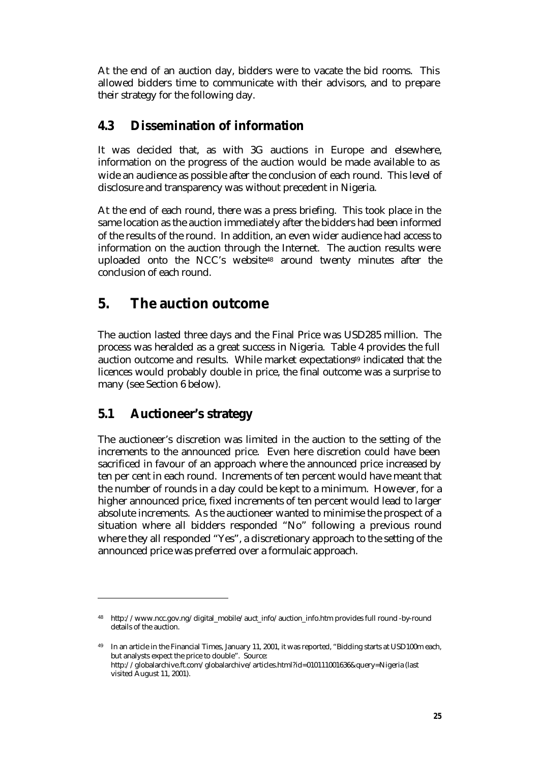At the end of an auction day, bidders were to vacate the bid rooms. This allowed bidders time to communicate with their advisors, and to prepare their strategy for the following day.

## 4.3 Dissemination of information

It was decided that, as with 3G auctions in Europe and elsewhere, information on the progress of the auction would be made available to as wide an audience as possible after the conclusion of each round. This level of disclosure and transparency was without precedent in Nigeria.

At the end of each round, there was a press briefing. This took place in the same location as the auction immediately after the bidders had been informed of the results of the round. In addition, an even wider audience had access to information on the auction through the Internet. The auction results were uploaded onto the NCC's website[48] around twenty minutes after the conclusion of each round.

# 5. The auction outcome

The auction lasted three days and the Final Price was USD285 million. The process was heralded as a great success in Nigeria. Table 4 provides the full auction outcome and results. While market expectations[49] indicated that the licences would probably double in price, the final outcome was a surprise to many (see Section 6 below).

## 5.1 Auctioneer's strategy

The auctioneer's discretion was limited in the auction to the setting of the increments to the announced price. Even here discretion could have been sacrificed in favour of an approach where the announced price increased by ten per cent in each round. Increments of ten percent would have meant that the number of rounds in a day could be kept to a minimum. However, for a higher announced price, fixed increments of ten percent would lead to larger absolute increments. As the auctioneer wanted to minimise the prospect of a situation where all bidders responded "No" following a previous round where they all responded "Yes", a discretionary approach to the setting of the announced price was preferred over a formulaic approach.

---

[48] http://www.ncc.gov.ng/digital_mobile/auct_info/auction_info.htm provides full round-by-round details of the auction.

[49] In an article in the Financial Times, January 11, 2001, it was reported, "Bidding starts at USD100m each, but analysts expect the price to double". Source: http://globalarchive.ft.com/globalarchive/articles.html?id=010111001636&query=Nigeria (last visited August 11, 2001).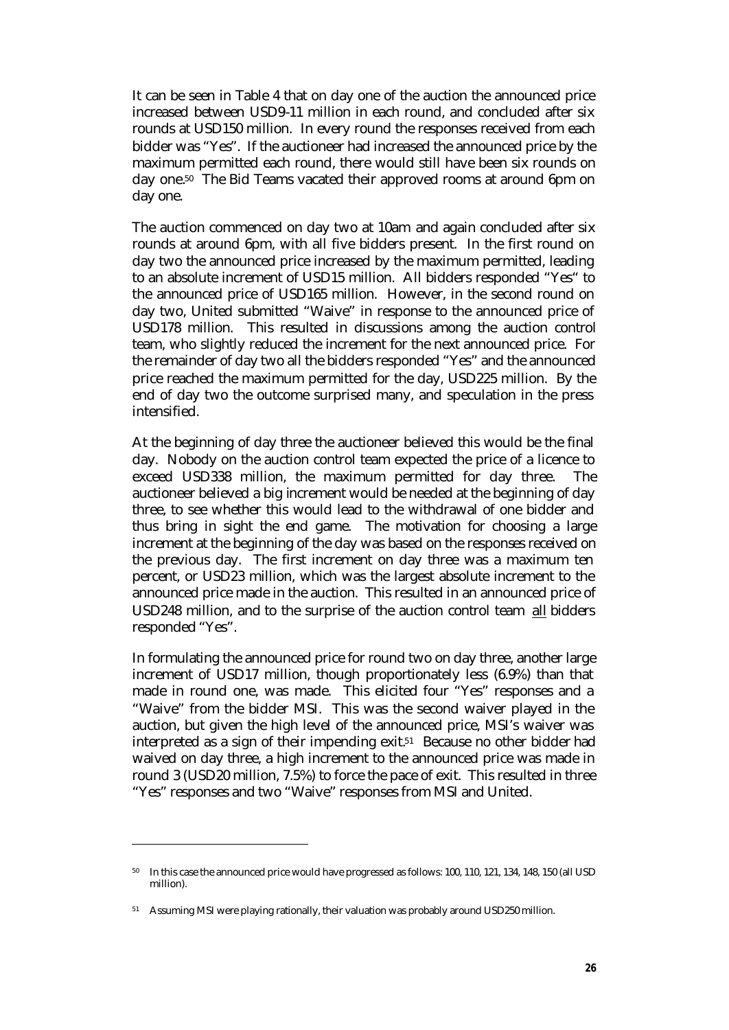It can be seen in Table 4 that on day one of the auction the announced price increased between USD9-11 million in each round, and concluded after six rounds at USD150 million. In every round the responses received from each bidder was "Yes". If the auctioneer had increased the announced price by the maximum permitted each round, there would still have been six rounds on day one.[50] The Bid Teams vacated their approved rooms at around 6pm on day one.

The auction commenced on day two at 10am and again concluded after six rounds at around 6pm, with all five bidders present. In the first round on day two the announced price increased by the maximum permitted, leading to an absolute increment of USD15 million. All bidders responded "Yes" to the announced price of USD165 million. However, in the second round on day two, United submitted "Waive" in response to the announced price of USD178 million. This resulted in discussions among the auction control team, who slightly reduced the increment for the next announced price. For the remainder of day two all the bidders responded "Yes" and the announced price reached the maximum permitted for the day, USD225 million. By the end of day two the outcome surprised many, and speculation in the press intensified.

At the beginning of day three the auctioneer believed this would be the final day. Nobody on the auction control team expected the price of a licence to exceed USD338 million, the maximum permitted for day three. The auctioneer believed a big increment would be needed at the beginning of day three, to see whether this would lead to the withdrawal of one bidder and thus bring in sight the end game. The motivation for choosing a large increment at the beginning of the day was based on the responses received on the previous day. The first increment on day three was a maximum ten percent, or USD23 million, which was the largest absolute increment to the announced price made in the auction. This resulted in an announced price of USD248 million, and to the surprise of the auction control team <u>all</u> bidders responded "Yes".

In formulating the announced price for round two on day three, another large increment of USD17 million, though proportionately less (6.9%) than that made in round one, was made. This elicited four "Yes" responses and a "Waive" from the bidder MSI. This was the second waiver played in the auction, but given the high level of the announced price, MSI's waiver was interpreted as a sign of their impending exit.[51] Because no other bidder had waived on day three, a high increment to the announced price was made in round 3 (USD20 million, 7.5%) to force the pace of exit. This resulted in three "Yes" responses and two "Waive" responses from MSI and United.

---

[50] In this case the announced price would have progressed as follows: 100, 110, 121, 134, 148, 150 (all USD million).

[51] Assuming MSI were playing rationally, their valuation was probably around USD250 million.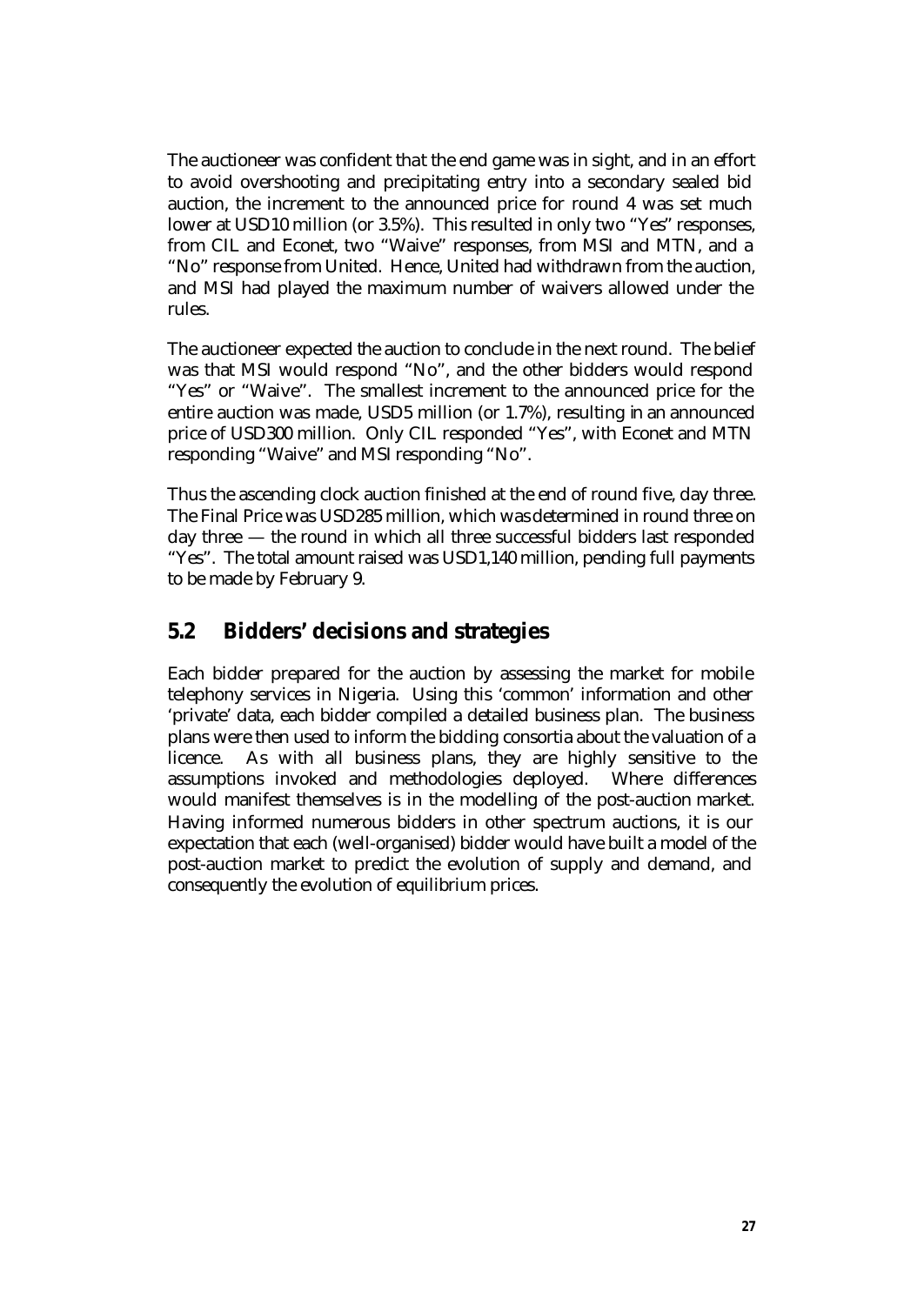The auctioneer was confident that the end game was in sight, and in an effort to avoid overshooting and precipitating entry into a secondary sealed bid auction, the increment to the announced price for round 4 was set much lower at USD10 million (or 3.5%). This resulted in only two "Yes" responses, from CIL and Econet, two "Waive" responses, from MSI and MTN, and a "No" response from United. Hence, United had withdrawn from the auction, and MSI had played the maximum number of waivers allowed under the rules.

The auctioneer expected the auction to conclude in the next round. The belief was that MSI would respond "No", and the other bidders would respond "Yes" or "Waive". The smallest increment to the announced price for the entire auction was made, USD5 million (or 1.7%), resulting in an announced price of USD300 million. Only CIL responded "Yes", with Econet and MTN responding "Waive" and MSI responding "No".

Thus the ascending clock auction finished at the end of round five, day three. The Final Price was USD285 million, which was determined in round three on day three — the round in which all three successful bidders last responded "Yes". The total amount raised was USD1,140 million, pending full payments to be made by February 9.

## 5.2 Bidders' decisions and strategies

Each bidder prepared for the auction by assessing the market for mobile telephony services in Nigeria. Using this 'common' information and other 'private' data, each bidder compiled a detailed business plan. The business plans were then used to inform the bidding consortia about the valuation of a licence. As with all business plans, they are highly sensitive to the assumptions invoked and methodologies deployed. Where differences would manifest themselves is in the modelling of the post-auction market. Having informed numerous bidders in other spectrum auctions, it is our expectation that each (well-organised) bidder would have built a model of the post-auction market to predict the evolution of supply and demand, and consequently the evolution of equilibrium prices.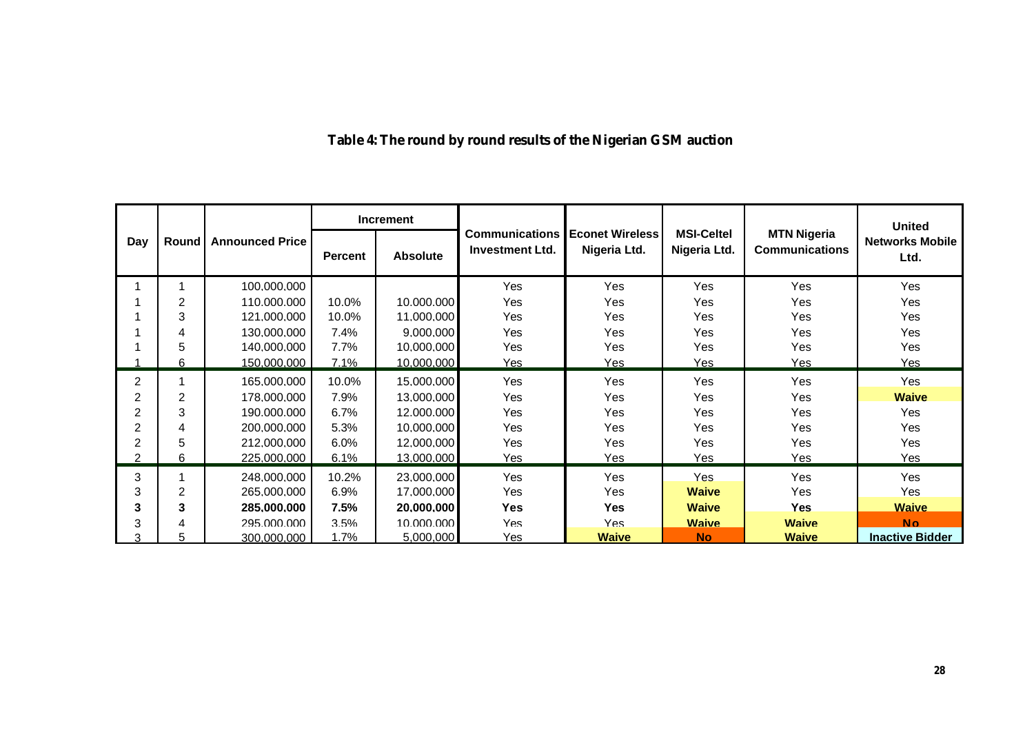**Table 4: The round by round results of the Nigerian GSM auction**

| Day | Round | Announced Price | Increment | | Communications Investment Ltd. | Econet Wireless Nigeria Ltd. | MSI-Celtel Nigeria Ltd. | MTN Nigeria Communications | United Networks Mobile Ltd. |
|---|---|---|---|---|---|---|---|---|---|
| | | | Percent | Absolute | | | | | |
| 1 | 1 | 100,000,000 | | | Yes | Yes | Yes | Yes | Yes |
| 1 | 2 | 110,000,000 | 10.0% | 10,000,000 | Yes | Yes | Yes | Yes | Yes |
| 1 | 3 | 121,000,000 | 10.0% | 11,000,000 | Yes | Yes | Yes | Yes | Yes |
| 1 | 4 | 130,000,000 | 7.4% | 9,000,000 | Yes | Yes | Yes | Yes | Yes |
| 1 | 5 | 140,000,000 | 7.7% | 10,000,000 | Yes | Yes | Yes | Yes | Yes |
| 1 | 6 | 150,000,000 | 7.1% | 10,000,000 | Yes | Yes | Yes | Yes | Yes |
| 2 | 1 | 165,000,000 | 10.0% | 15,000,000 | Yes | Yes | Yes | Yes | Yes |
| 2 | 2 | 178,000,000 | 7.9% | 13,000,000 | Yes | Yes | Yes | Yes | **Waive** |
| 2 | 3 | 190,000,000 | 6.7% | 12,000,000 | Yes | Yes | Yes | Yes | Yes |
| 2 | 4 | 200,000,000 | 5.3% | 10,000,000 | Yes | Yes | Yes | Yes | Yes |
| 2 | 5 | 212,000,000 | 6.0% | 12,000,000 | Yes | Yes | Yes | Yes | Yes |
| 2 | 6 | 225,000,000 | 6.1% | 13,000,000 | Yes | Yes | Yes | Yes | Yes |
| 3 | 1 | 248,000,000 | 10.2% | 23,000,000 | Yes | Yes | Yes | Yes | Yes |
| 3 | 2 | 265,000,000 | 6.9% | 17,000,000 | Yes | Yes | **Waive** | Yes | Yes |
| **3** | **3** | **285,000,000** | **7.5%** | **20,000,000** | **Yes** | **Yes** | **Waive** | **Yes** | **Waive** |
| 3 | 4 | 295,000,000 | 3.5% | 10,000,000 | Yes | Yes | **Waive** | **Waive** | **No** |
| 3 | 5 | 300,000,000 | 1.7% | 5,000,000 | Yes | **Waive** | **No** | **Waive** | **Inactive Bidder** |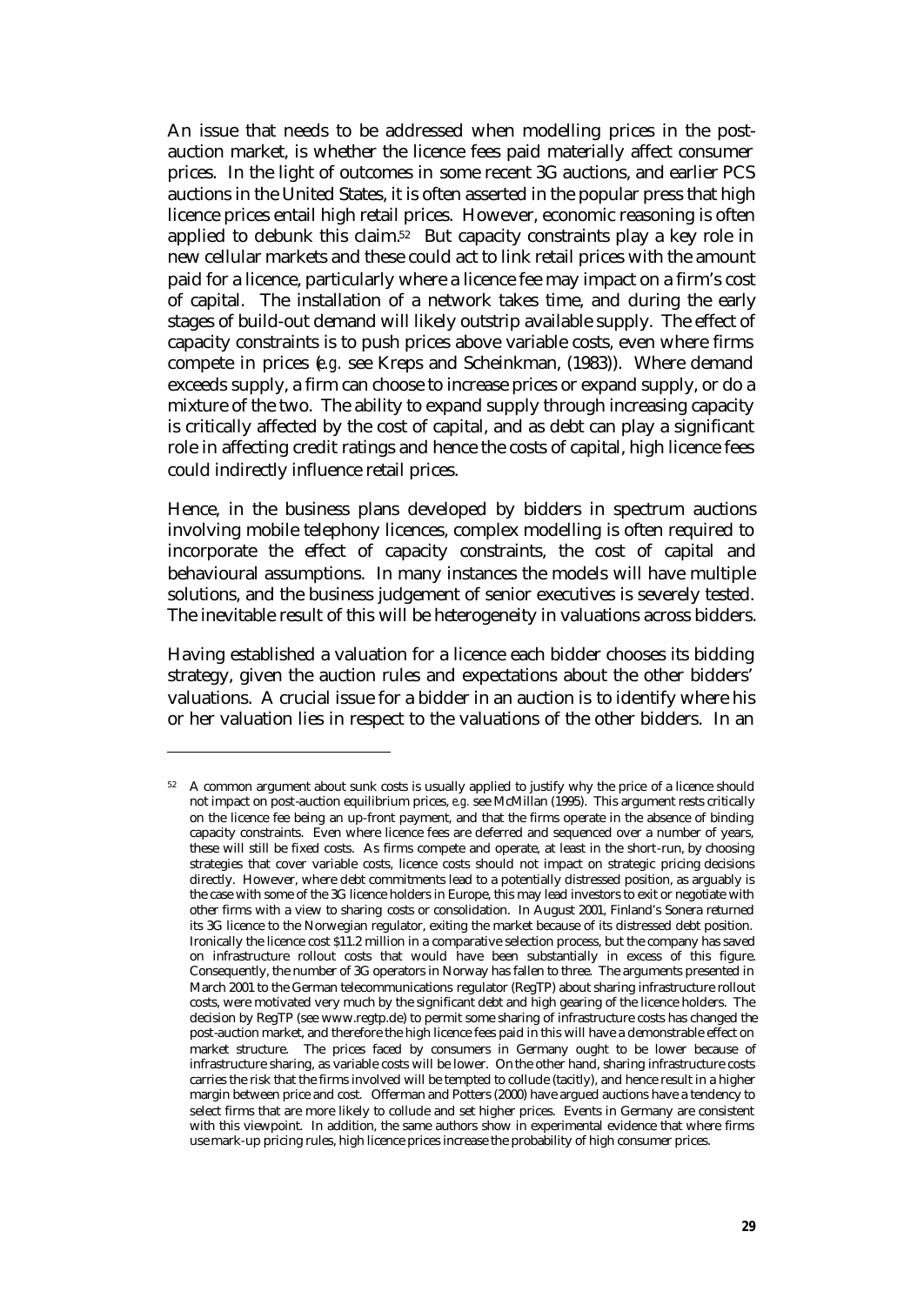An issue that needs to be addressed when modelling prices in the post-auction market, is whether the licence fees paid materially affect consumer prices. In the light of outcomes in some recent 3G auctions, and earlier PCS auctions in the United States, it is often asserted in the popular press that high licence prices entail high retail prices. However, economic reasoning is often applied to debunk this claim.[52] But capacity constraints play a key role in new cellular markets and these could act to link retail prices with the amount paid for a licence, particularly where a licence fee may impact on a firm's cost of capital. The installation of a network takes time, and during the early stages of build-out demand will likely outstrip available supply. The effect of capacity constraints is to push prices above variable costs, even where firms compete in prices (*e.g.* see Kreps and Scheinkman, (1983)). Where demand exceeds supply, a firm can choose to increase prices or expand supply, or do a mixture of the two. The ability to expand supply through increasing capacity is critically affected by the cost of capital, and as debt can play a significant role in affecting credit ratings and hence the costs of capital, high licence fees could indirectly influence retail prices.

Hence, in the business plans developed by bidders in spectrum auctions involving mobile telephony licences, complex modelling is often required to incorporate the effect of capacity constraints, the cost of capital and behavioural assumptions. In many instances the models will have multiple solutions, and the business judgement of senior executives is severely tested. The inevitable result of this will be heterogeneity in valuations across bidders.

Having established a valuation for a licence each bidder chooses its bidding strategy, given the auction rules and expectations about the other bidders' valuations. A crucial issue for a bidder in an auction is to identify where his or her valuation lies in respect to the valuations of the other bidders. In an

---

[52] A common argument about sunk costs is usually applied to justify why the price of a licence should not impact on post-auction equilibrium prices, *e.g.* see McMillan (1995). This argument rests critically on the licence fee being an up-front payment, and that the firms operate in the absence of binding capacity constraints. Even where licence fees are deferred and sequenced over a number of years, these will still be fixed costs. As firms compete and operate, at least in the short-run, by choosing strategies that cover variable costs, licence costs should not impact on strategic pricing decisions directly. However, where debt commitments lead to a potentially distressed position, as arguably is the case with some of the 3G licence holders in Europe, this may lead investors to exit or negotiate with other firms with a view to sharing costs or consolidation. In August 2001, Finland's Sonera returned its 3G licence to the Norwegian regulator, exiting the market because of its distressed debt position. Ironically the licence cost $11.2 million in a comparative selection process, but the company has saved on infrastructure rollout costs that would have been substantially in excess of this figure. Consequently, the number of 3G operators in Norway has fallen to three. The arguments presented in March 2001 to the German telecommunications regulator (RegTP) about sharing infrastructure rollout costs, were motivated very much by the significant debt and high gearing of the licence holders. The decision by RegTP (see www.regtp.de) to permit some sharing of infrastructure costs has changed the post-auction market, and therefore the high licence fees paid in this will have a demonstrable effect on market structure. The prices faced by consumers in Germany ought to be lower because of infrastructure sharing, as variable costs will be lower. On the other hand, sharing infrastructure costs carries the risk that the firms involved will be tempted to collude (tacitly), and hence result in a higher margin between price and cost. Offerman and Potters (2000) have argued auctions have a tendency to select firms that are more likely to collude and set higher prices. Events in Germany are consistent with this viewpoint. In addition, the same authors show in experimental evidence that where firms use mark-up pricing rules, high licence prices increase the probability of high consumer prices.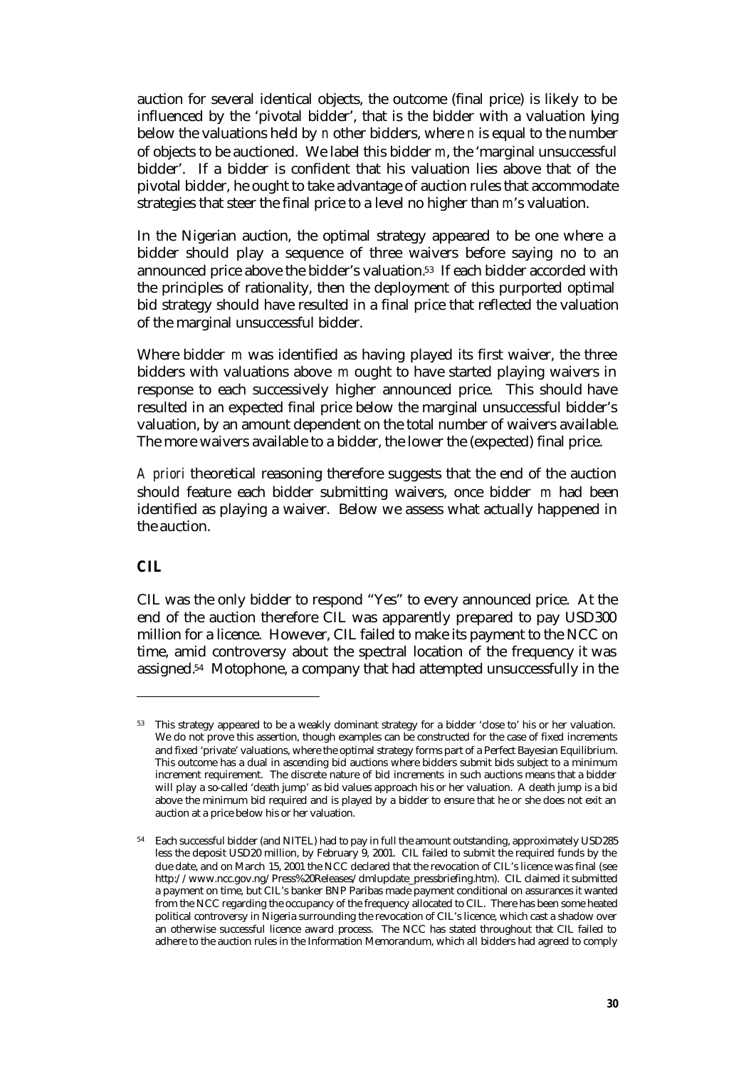auction for several identical objects, the outcome (final price) is likely to be influenced by the 'pivotal bidder', that is the bidder with a valuation lying below the valuations held by *n* other bidders, where *n* is equal to the number of objects to be auctioned. We label this bidder *m*, the 'marginal unsuccessful bidder'. If a bidder is confident that his valuation lies above that of the pivotal bidder, he ought to take advantage of auction rules that accommodate strategies that steer the final price to a level no higher than *m*'s valuation.

In the Nigerian auction, the optimal strategy appeared to be one where a bidder should play a sequence of three waivers before saying no to an announced price above the bidder's valuation.[53] If each bidder accorded with the principles of rationality, then the deployment of this purported optimal bid strategy should have resulted in a final price that reflected the valuation of the marginal unsuccessful bidder.

Where bidder *m* was identified as having played its first waiver, the three bidders with valuations above *m* ought to have started playing waivers in response to each successively higher announced price. This should have resulted in an expected final price below the marginal unsuccessful bidder's valuation, by an amount dependent on the total number of waivers available. The more waivers available to a bidder, the lower the (expected) final price.

*A priori* theoretical reasoning therefore suggests that the end of the auction should feature each bidder submitting waivers, once bidder *m* had been identified as playing a waiver. Below we assess what actually happened in the auction.

### CIL

CIL was the only bidder to respond "Yes" to every announced price. At the end of the auction therefore CIL was apparently prepared to pay USD300 million for a licence. However, CIL failed to make its payment to the NCC on time, amid controversy about the spectral location of the frequency it was assigned.[54] Motophone, a company that had attempted unsuccessfully in the

---

[53] This strategy appeared to be a weakly dominant strategy for a bidder 'close to' his or her valuation. We do not prove this assertion, though examples can be constructed for the case of fixed increments and fixed 'private' valuations, where the optimal strategy forms part of a Perfect Bayesian Equilibrium. This outcome has a dual in ascending bid auctions where bidders submit bids subject to a minimum increment requirement. The discrete nature of bid increments in such auctions means that a bidder will play a so-called 'death jump' as bid values approach his or her valuation. A death jump is a bid above the minimum bid required and is played by a bidder to ensure that he or she does not exit an auction at a price below his or her valuation.

[54] Each successful bidder (and NITEL) had to pay in full the amount outstanding, approximately USD285 less the deposit USD20 million, by February 9, 2001. CIL failed to submit the required funds by the due date, and on March 15, 2001 the NCC declared that the revocation of CIL's licence was final (see http://www.ncc.gov.ng/Press%20Releases/dmlupdate_pressbriefing.htm). CIL claimed it submitted a payment on time, but CIL's banker BNP Paribas made payment conditional on assurances it wanted from the NCC regarding the occupancy of the frequency allocated to CIL. There has been some heated political controversy in Nigeria surrounding the revocation of CIL's licence, which cast a shadow over an otherwise successful licence award process. The NCC has stated throughout that CIL failed to adhere to the auction rules in the Information Memorandum, which all bidders had agreed to comply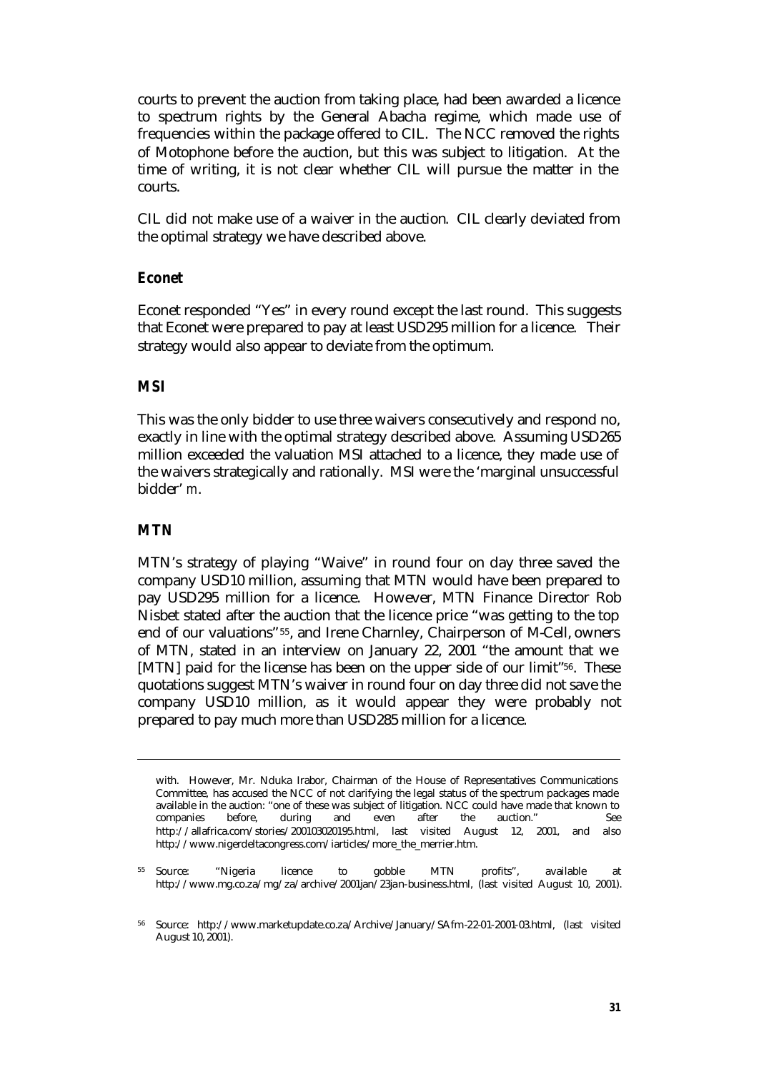courts to prevent the auction from taking place, had been awarded a licence to spectrum rights by the General Abacha regime, which made use of frequencies within the package offered to CIL. The NCC removed the rights of Motophone before the auction, but this was subject to litigation. At the time of writing, it is not clear whether CIL will pursue the matter in the courts.

CIL did not make use of a waiver in the auction. CIL clearly deviated from the optimal strategy we have described above.

### *Econet*

Econet responded "Yes" in every round except the last round. This suggests that Econet were prepared to pay at least USD295 million for a licence. Their strategy would also appear to deviate from the optimum.

### *MSI*

This was the only bidder to use three waivers consecutively and respond no, exactly in line with the optimal strategy described above. Assuming USD265 million exceeded the valuation MSI attached to a licence, they made use of the waivers strategically and rationally. MSI were the 'marginal unsuccessful bidder' $m$.

### *MTN*

MTN's strategy of playing "Waive" in round four on day three saved the company USD10 million, assuming that MTN would have been prepared to pay USD295 million for a licence. However, MTN Finance Director Rob Nisbet stated after the auction that the licence price "was getting to the top end of our valuations"[55], and Irene Charnley, Chairperson of M-Cell, owners of MTN, stated in an interview on January 22, 2001 "the amount that we [MTN] paid for the license has been on the upper side of our limit"[56]. These quotations suggest MTN's waiver in round four on day three did not save the company USD10 million, as it would appear they were probably not prepared to pay much more than USD285 million for a licence.

---

with. However, Mr. Nduka Irabor, Chairman of the House of Representatives Communications Committee, has accused the NCC of not clarifying the legal status of the spectrum packages made available in the auction: "one of these was subject of litigation. NCC could have made that known to companies before, during and even after the auction." See http://allafrica.com/stories/200103020195.html, last visited August 12, 2001, and also http://www.nigerdeltacongress.com/iarticles/more_the_merrier.htm.

[55] Source: "Nigeria licence to gobble MTN profits", available at http://www.mg.co.za/mg/za/archive/2001jan/23jan-business.html, (last visited August 10, 2001).

[56] Source: http://www.marketupdate.co.za/Archive/January/SAfm-22-01-2001-03.html, (last visited August 10, 2001).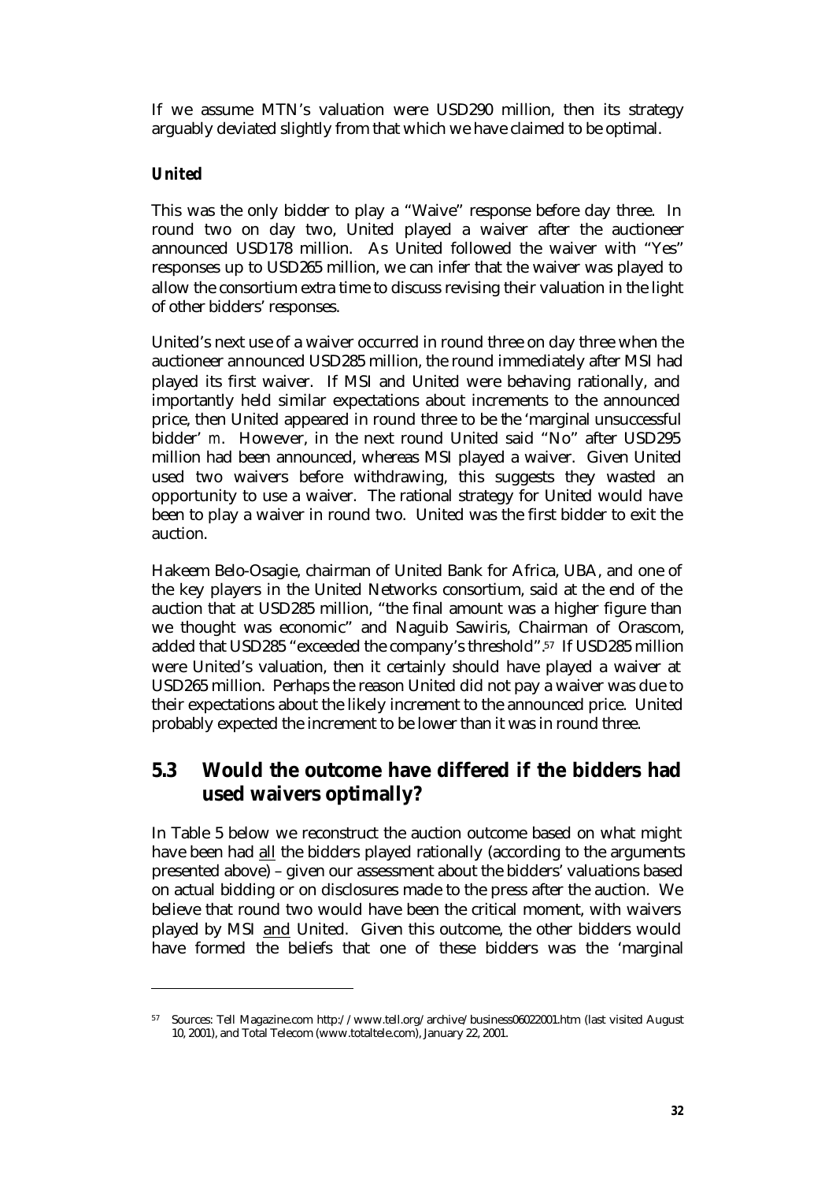If we assume MTN's valuation were USD290 million, then its strategy arguably deviated slightly from that which we have claimed to be optimal.

### *United*

This was the only bidder to play a "Waive" response before day three. In round two on day two, United played a waiver after the auctioneer announced USD178 million. As United followed the waiver with "Yes" responses up to USD265 million, we can infer that the waiver was played to allow the consortium extra time to discuss revising their valuation in the light of other bidders' responses.

United's next use of a waiver occurred in round three on day three when the auctioneer announced USD285 million, the round immediately after MSI had played its first waiver. If MSI and United were behaving rationally, and importantly held similar expectations about increments to the announced price, then United appeared in round three to be the 'marginal unsuccessful bidder' $m$. However, in the next round United said "No" after USD295 million had been announced, whereas MSI played a waiver. Given United used two waivers before withdrawing, this suggests they wasted an opportunity to use a waiver. The rational strategy for United would have been to play a waiver in round two. United was the first bidder to exit the auction.

Hakeem Belo-Osagie, chairman of United Bank for Africa, UBA, and one of the key players in the United Networks consortium, said at the end of the auction that at USD285 million, "the final amount was a higher figure than we thought was economic" and Naguib Sawiris, Chairman of Orascom, added that USD285 "exceeded the company's threshold".[57] If USD285 million were United's valuation, then it certainly should have played a waiver at USD265 million. Perhaps the reason United did not pay a waiver was due to their expectations about the likely increment to the announced price. United probably expected the increment to be lower than it was in round three.

## 5.3 Would the outcome have differed if the bidders had used waivers optimally?

In Table 5 below we reconstruct the auction outcome based on what might have been had <u>all</u> the bidders played rationally (according to the arguments presented above) – given our assessment about the bidders' valuations based on actual bidding or on disclosures made to the press after the auction. We believe that round two would have been the critical moment, with waivers played by MSI <u>and</u> United. Given this outcome, the other bidders would have formed the beliefs that one of these bidders was the 'marginal

---

[57] Sources: Tell Magazine.com http://www.tell.org/archive/business06022001.htm (last visited August 10, 2001), and Total Telecom (www.totaltele.com), January 22, 2001.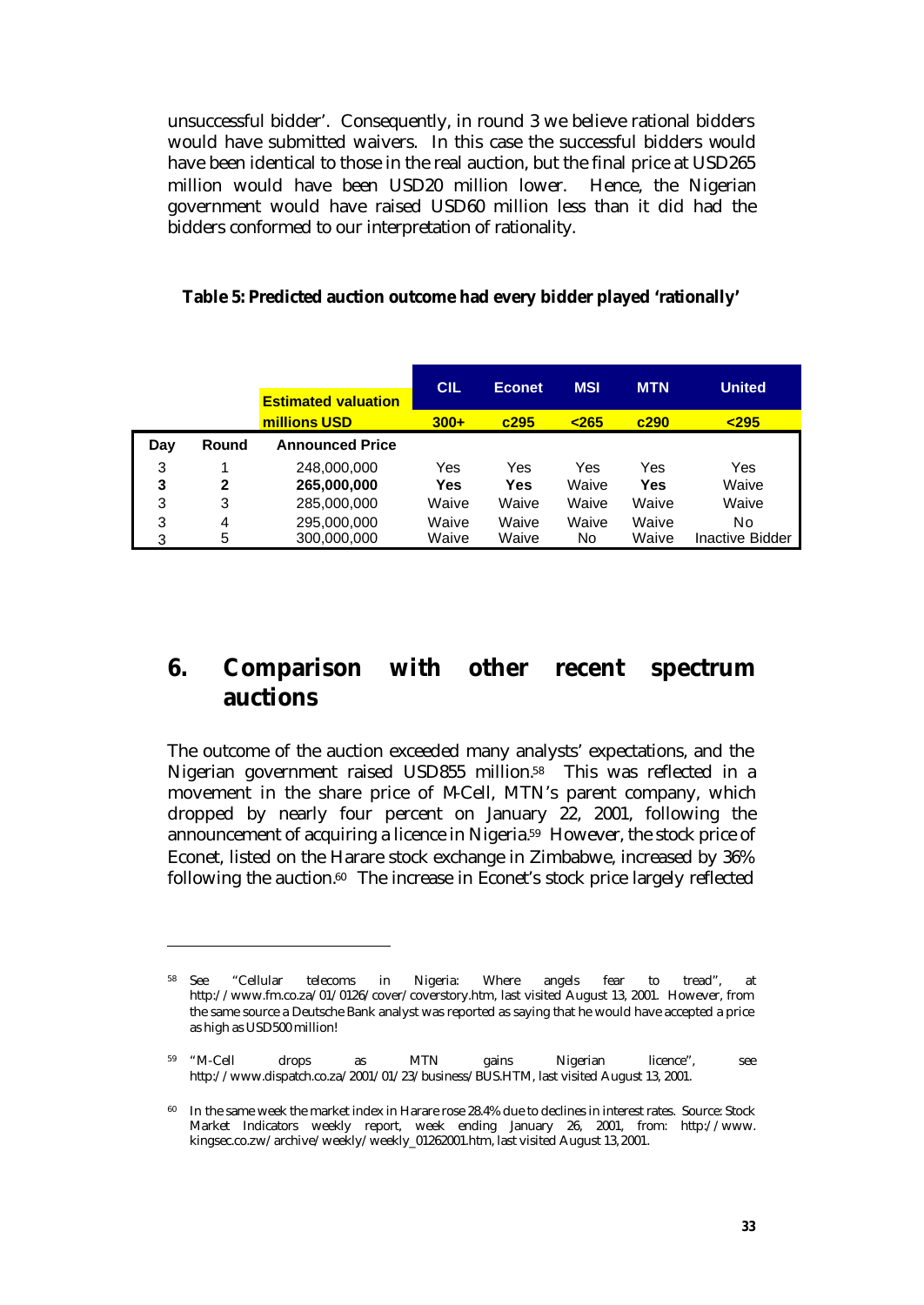unsuccessful bidder'. Consequently, in round 3 we believe rational bidders would have submitted waivers. In this case the successful bidders would have been identical to those in the real auction, but the final price at USD265 million would have been USD20 million lower. Hence, the Nigerian government would have raised USD60 million less than it did had the bidders conformed to our interpretation of rationality.

**Table 5: Predicted auction outcome had every bidder played 'rationally'**

| | | **Estimated valuation** | **CIL** | **Econet** | **MSI** | **MTN** | **United** |
|---|---|---|---|---|---|---|---|
| | | **millions USD** | **300+** | **c295** | **<265** | **c290** | **<295** |
| **Day** | **Round** | **Announced Price** | | | | | |
| 3 | 1 | 248,000,000 | Yes | Yes | Yes | Yes | Yes |
| **3** | **2** | **265,000,000** | **Yes** | **Yes** | Waive | **Yes** | Waive |
| 3 | 3 | 285,000,000 | Waive | Waive | Waive | Waive | Waive |
| 3 | 4 | 295,000,000 | Waive | Waive | Waive | Waive | No |
| 3 | 5 | 300,000,000 | Waive | Waive | No | Waive | Inactive Bidder |

## 6. Comparison with other recent spectrum auctions

The outcome of the auction exceeded many analysts' expectations, and the Nigerian government raised USD855 million.[58] This was reflected in a movement in the share price of M-Cell, MTN's parent company, which dropped by nearly four percent on January 22, 2001, following the announcement of acquiring a licence in Nigeria.[59] However, the stock price of Econet, listed on the Harare stock exchange in Zimbabwe, increased by 36% following the auction.[60] The increase in Econet's stock price largely reflected

[58] See "Cellular telecoms in Nigeria: Where angels fear to tread", at http://www.fm.co.za/01/0126/cover/coverstory.htm, last visited August 13, 2001. However, from the same source a Deutsche Bank analyst was reported as saying that he would have accepted a price as high as USD500 million!

[59] "M-Cell drops as MTN gains Nigerian licence", see http://www.dispatch.co.za/2001/01/23/business/BUS.HTM, last visited August 13, 2001.

[60] In the same week the market index in Harare rose 28.4% due to declines in interest rates. Source: Stock Market Indicators weekly report, week ending January 26, 2001, from: http://www.kingsec.co.zw/archive/weekly/weekly_01262001.htm, last visited August 13, 2001.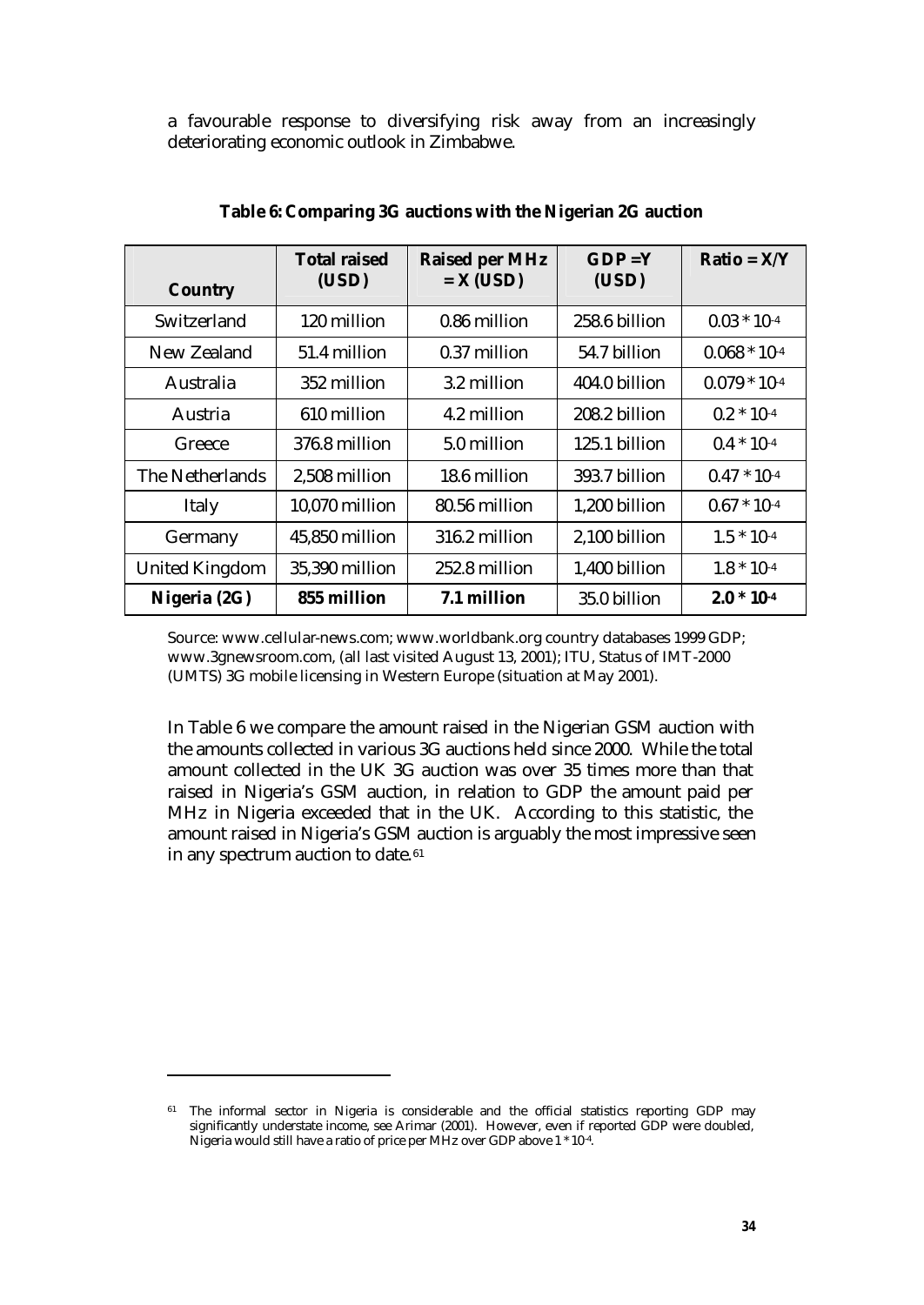a favourable response to diversifying risk away from an increasingly deteriorating economic outlook in Zimbabwe.

**Table 6: Comparing 3G auctions with the Nigerian 2G auction**

| Country | Total raised (USD) | Raised per MHz = X (USD) | GDP =Y (USD) | Ratio = X/Y |
|---|---|---|---|---|
| Switzerland | 120 million | 0.86 million | 258.6 billion | $0.03 * 10^{-4}$ |
| New Zealand | 51.4 million | 0.37 million | 54.7 billion | $0.068 * 10^{-4}$ |
| Australia | 352 million | 3.2 million | 404.0 billion | $0.079 * 10^{-4}$ |
| Austria | 610 million | 4.2 million | 208.2 billion | $0.2 * 10^{-4}$ |
| Greece | 376.8 million | 5.0 million | 125.1 billion | $0.4 * 10^{-4}$ |
| The Netherlands | 2,508 million | 18.6 million | 393.7 billion | $0.47 * 10^{-4}$ |
| Italy | 10,070 million | 80.56 million | 1,200 billion | $0.67 * 10^{-4}$ |
| Germany | 45,850 million | 316.2 million | 2,100 billion | $1.5 * 10^{-4}$ |
| United Kingdom | 35,390 million | 252.8 million | 1,400 billion | $1.8 * 10^{-4}$ |
| **Nigeria (2G)** | **855 million** | **7.1 million** | 35.0 billion | **$2.0 * 10^{-4}$** |

Source: www.cellular-news.com; www.worldbank.org country databases 1999 GDP; www.3gnewsroom.com, (all last visited August 13, 2001); ITU, Status of IMT-2000 (UMTS) 3G mobile licensing in Western Europe (situation at May 2001).

In Table 6 we compare the amount raised in the Nigerian GSM auction with the amounts collected in various 3G auctions held since 2000. While the total amount collected in the UK 3G auction was over 35 times more than that raised in Nigeria's GSM auction, in relation to GDP the amount paid per MHz in Nigeria exceeded that in the UK. According to this statistic, the amount raised in Nigeria's GSM auction is arguably the most impressive seen in any spectrum auction to date.[61]

---

[61] The informal sector in Nigeria is considerable and the official statistics reporting GDP may significantly understate income, see Arimar (2001). However, even if reported GDP were doubled, Nigeria would still have a ratio of price per MHz over GDP above $1 * 10^{-4}$.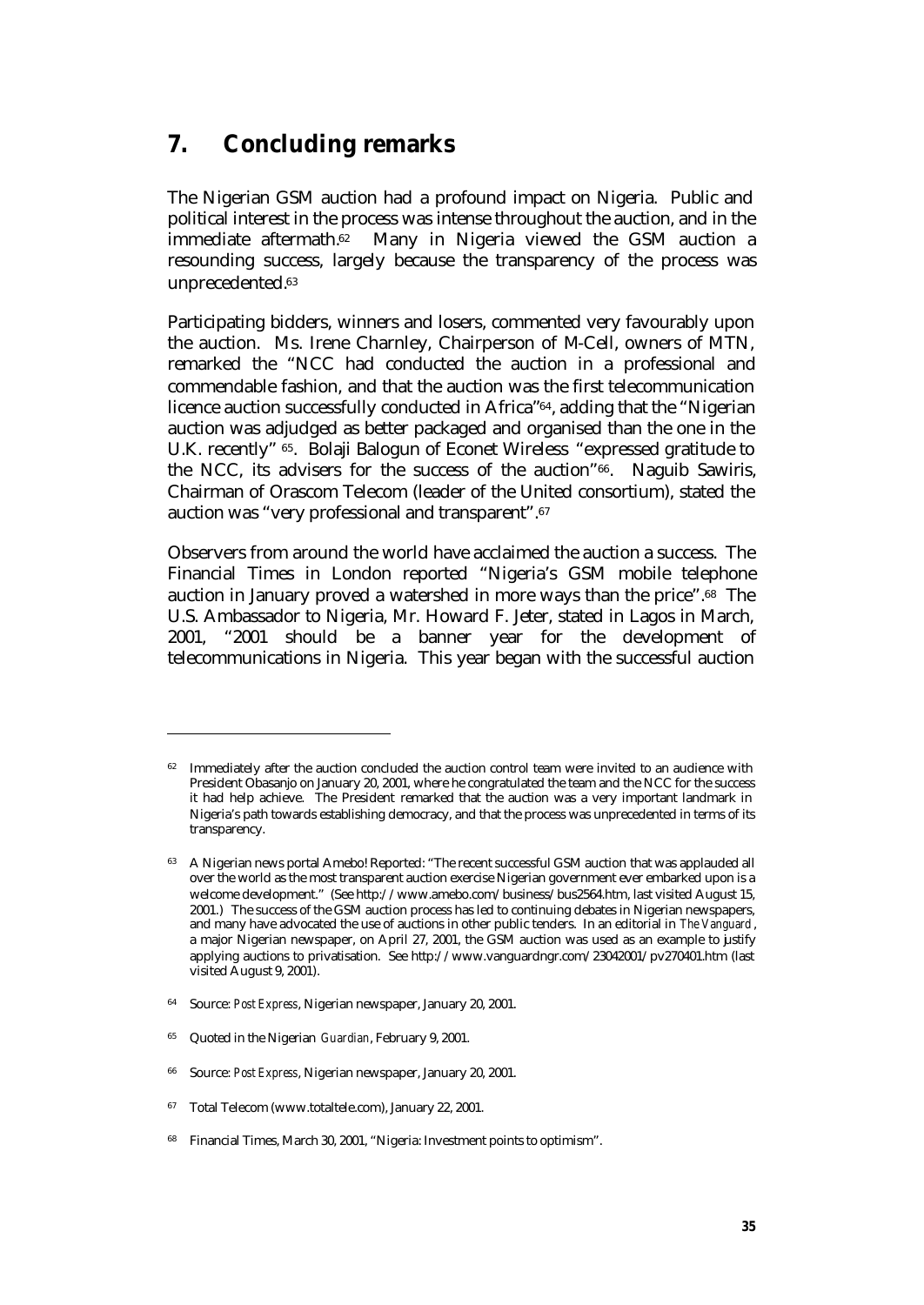## 7. Concluding remarks

The Nigerian GSM auction had a profound impact on Nigeria. Public and political interest in the process was intense throughout the auction, and in the immediate aftermath.[62] Many in Nigeria viewed the GSM auction a resounding success, largely because the transparency of the process was unprecedented.[63]

Participating bidders, winners and losers, commented very favourably upon the auction. Ms. Irene Charnley, Chairperson of M-Cell, owners of MTN, remarked the "NCC had conducted the auction in a professional and commendable fashion, and that the auction was the first telecommunication licence auction successfully conducted in Africa"[64], adding that the "Nigerian auction was adjudged as better packaged and organised than the one in the U.K. recently" [65]. Bolaji Balogun of Econet Wireless "expressed gratitude to the NCC, its advisers for the success of the auction"[66]. Naguib Sawiris, Chairman of Orascom Telecom (leader of the United consortium), stated the auction was "very professional and transparent".[67]

Observers from around the world have acclaimed the auction a success. The Financial Times in London reported "Nigeria's GSM mobile telephone auction in January proved a watershed in more ways than the price".[68] The U.S. Ambassador to Nigeria, Mr. Howard F. Jeter, stated in Lagos in March, 2001, "2001 should be a banner year for the development of telecommunications in Nigeria. This year began with the successful auction

---

[62] Immediately after the auction concluded the auction control team were invited to an audience with President Obasanjo on January 20, 2001, where he congratulated the team and the NCC for the success it had help achieve. The President remarked that the auction was a very important landmark in Nigeria's path towards establishing democracy, and that the process was unprecedented in terms of its transparency.

[63] A Nigerian news portal Amebo! Reported: "The recent successful GSM auction that was applauded all over the world as the most transparent auction exercise Nigerian government ever embarked upon is a welcome development." (See http://www.amebo.com/business/bus2564.htm, last visited August 15, 2001.) The success of the GSM auction process has led to continuing debates in Nigerian newspapers, and many have advocated the use of auctions in other public tenders. In an editorial in *The Vanguard*, a major Nigerian newspaper, on April 27, 2001, the GSM auction was used as an example to justify applying auctions to privatisation. See http://www.vanguardngr.com/23042001/pv270401.htm (last visited August 9, 2001).

[64] Source: *Post Express*, Nigerian newspaper, January 20, 2001.

[65] Quoted in the Nigerian *Guardian*, February 9, 2001.

[66] Source: *Post Express*, Nigerian newspaper, January 20, 2001.

[67] Total Telecom (www.totaltele.com), January 22, 2001.

[68] Financial Times, March 30, 2001, "Nigeria: Investment points to optimism".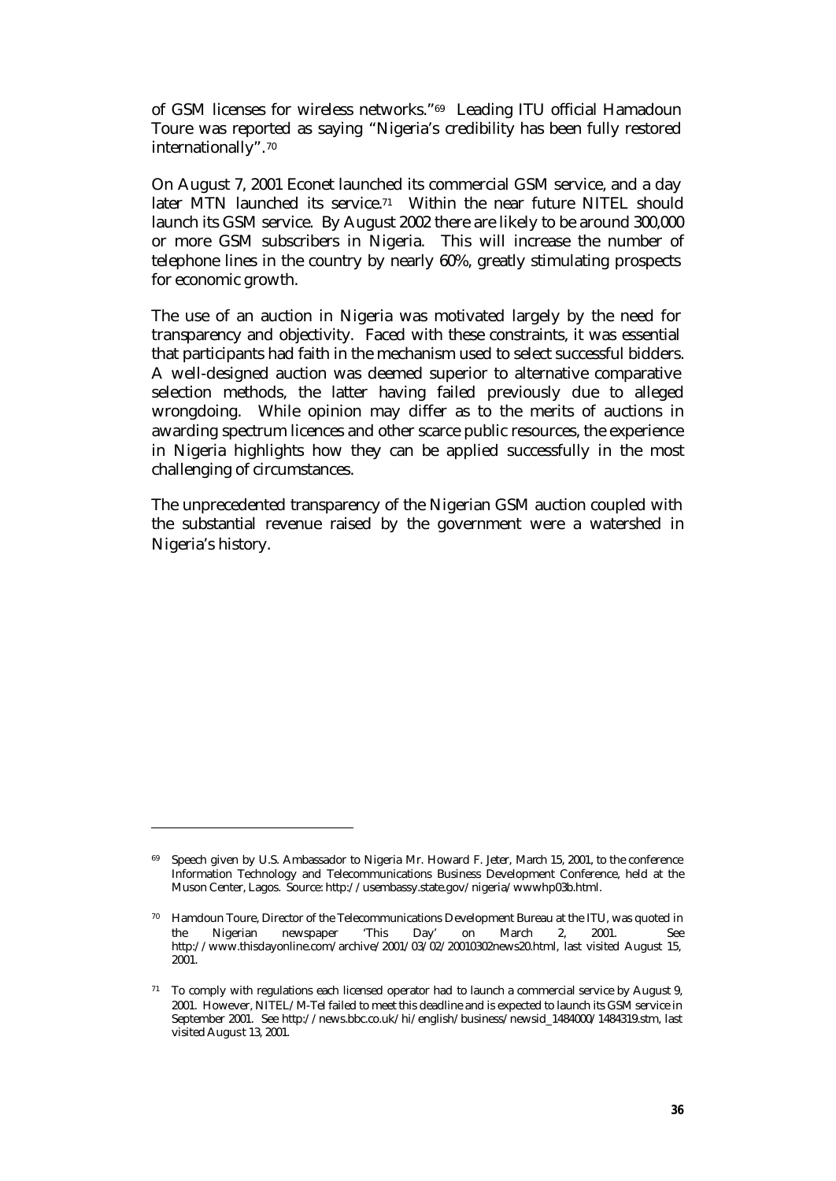of GSM licenses for wireless networks."[69] Leading ITU official Hamadoun Toure was reported as saying "Nigeria's credibility has been fully restored internationally".[70]

On August 7, 2001 Econet launched its commercial GSM service, and a day later MTN launched its service.[71] Within the near future NITEL should launch its GSM service. By August 2002 there are likely to be around 300,000 or more GSM subscribers in Nigeria. This will increase the number of telephone lines in the country by nearly 60%, greatly stimulating prospects for economic growth.

The use of an auction in Nigeria was motivated largely by the need for transparency and objectivity. Faced with these constraints, it was essential that participants had faith in the mechanism used to select successful bidders. A well-designed auction was deemed superior to alternative comparative selection methods, the latter having failed previously due to alleged wrongdoing. While opinion may differ as to the merits of auctions in awarding spectrum licences and other scarce public resources, the experience in Nigeria highlights how they can be applied successfully in the most challenging of circumstances.

The unprecedented transparency of the Nigerian GSM auction coupled with the substantial revenue raised by the government were a watershed in Nigeria's history.

---

[69] Speech given by U.S. Ambassador to Nigeria Mr. Howard F. Jeter, March 15, 2001, to the conference Information Technology and Telecommunications Business Development Conference, held at the Muson Center, Lagos. Source: http://usembassy.state.gov/nigeria/wwwhp03b.html.

[70] Hamdoun Toure, Director of the Telecommunications Development Bureau at the ITU, was quoted in the Nigerian newspaper 'This Day' on March 2, 2001. See http://www.thisdayonline.com/archive/2001/03/02/20010302news20.html, last visited August 15, 2001.

[71] To comply with regulations each licensed operator had to launch a commercial service by August 9, 2001. However, NITEL/M-Tel failed to meet this deadline and is expected to launch its GSM service in September 2001. See http://news.bbc.co.uk/hi/english/business/newsid_1484000/1484319.stm, last visited August 13, 2001.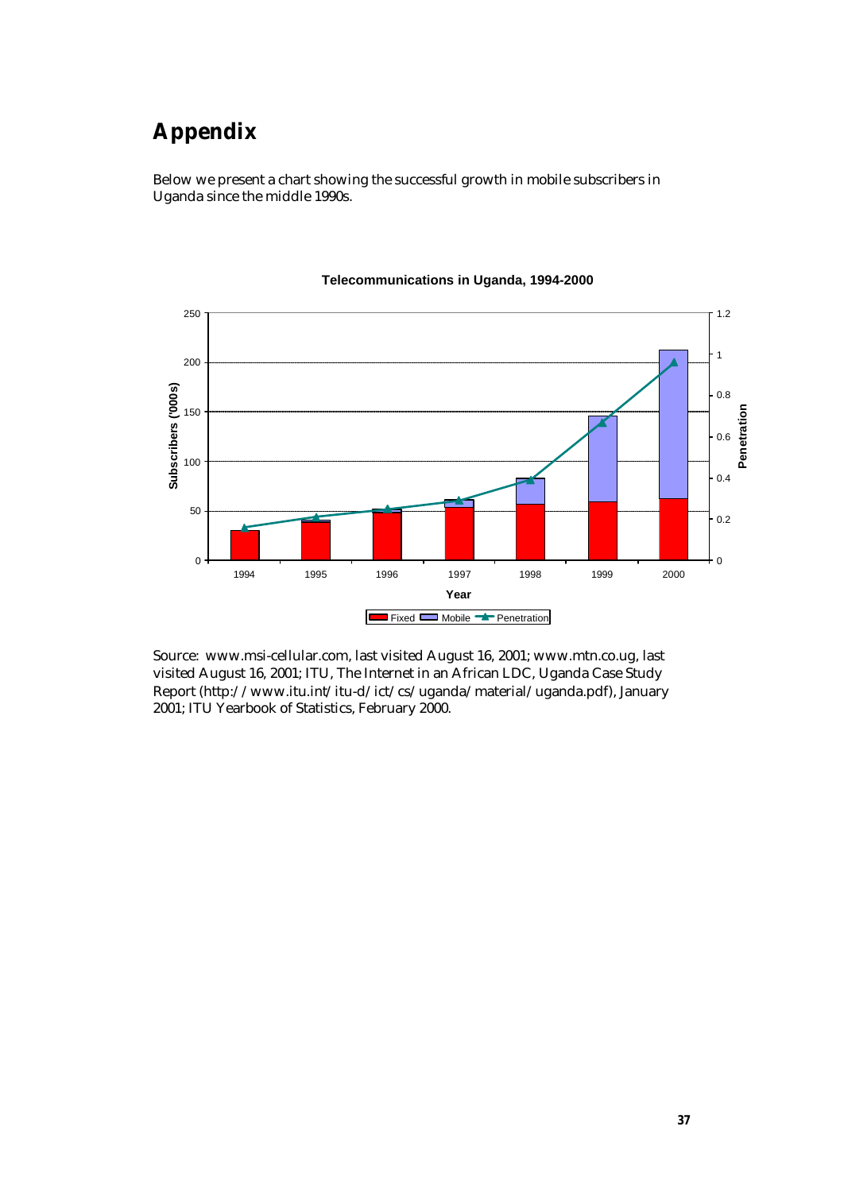# Appendix

Below we present a chart showing the successful growth in mobile subscribers in Uganda since the middle 1990s.

**Telecommunications in Uganda, 1994-2000**

Source: www.msi-cellular.com, last visited August 16, 2001; www.mtn.co.ug, last visited August 16, 2001; ITU, The Internet in an African LDC, Uganda Case Study Report (http://www.itu.int/itu-d/ict/cs/uganda/material/uganda.pdf), January 2001; ITU Yearbook of Statistics, February 2000.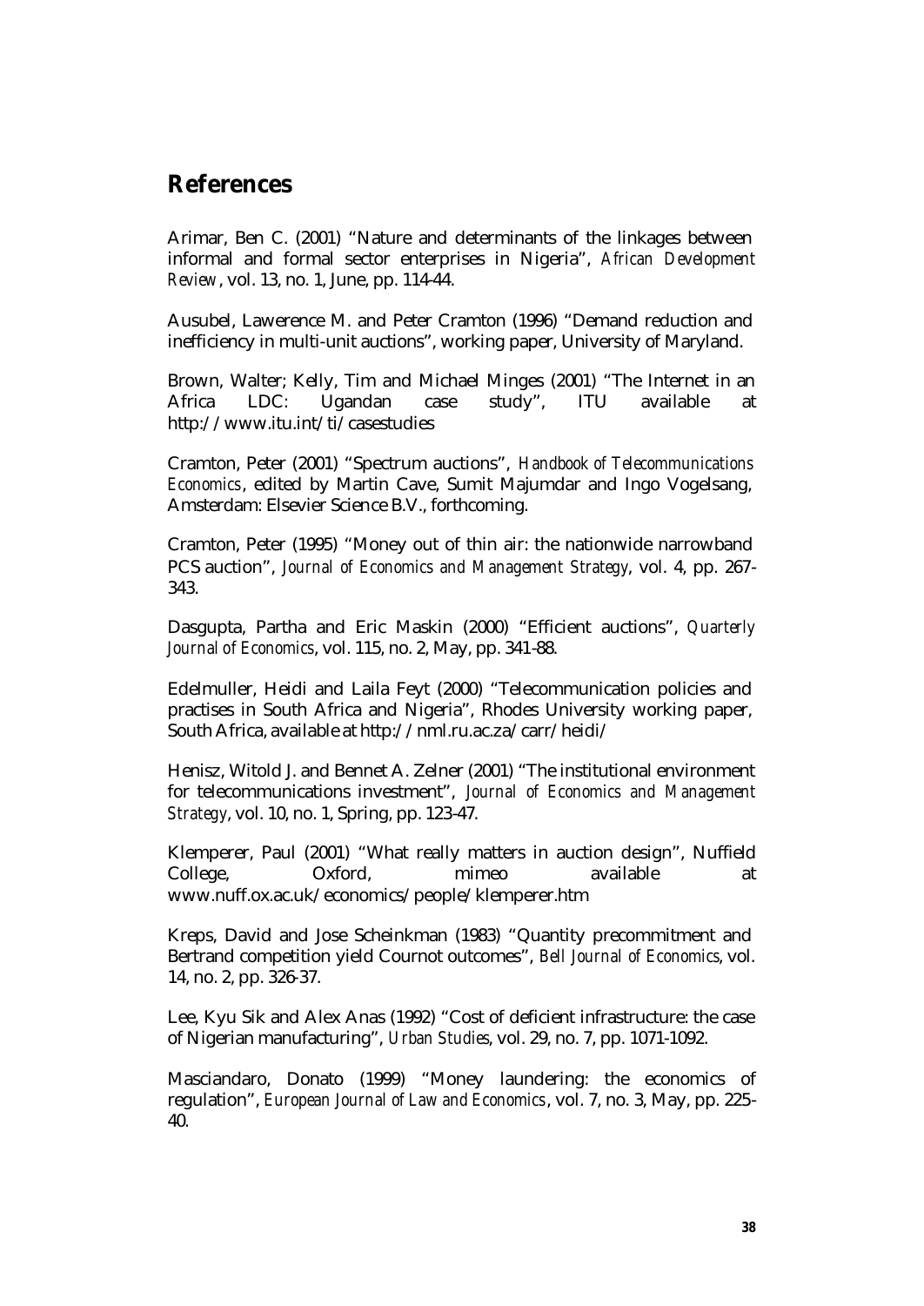## References

Arimar, Ben C. (2001) "Nature and determinants of the linkages between informal and formal sector enterprises in Nigeria", *African Development Review*, vol. 13, no. 1, June, pp. 114-44.

Ausubel, Lawerence M. and Peter Cramton (1996) "Demand reduction and inefficiency in multi-unit auctions", working paper, University of Maryland.

Brown, Walter; Kelly, Tim and Michael Minges (2001) "The Internet in an Africa LDC: Ugandan case study", ITU available at http://www.itu.int/ti/casestudies

Cramton, Peter (2001) "Spectrum auctions", *Handbook of Telecommunications Economics*, edited by Martin Cave, Sumit Majumdar and Ingo Vogelsang, Amsterdam: Elsevier Science B.V., forthcoming.

Cramton, Peter (1995) "Money out of thin air: the nationwide narrowband PCS auction", *Journal of Economics and Management Strategy*, vol. 4, pp. 267-343.

Dasgupta, Partha and Eric Maskin (2000) "Efficient auctions", *Quarterly Journal of Economics*, vol. 115, no. 2, May, pp. 341-88.

Edelmuller, Heidi and Laila Feyt (2000) "Telecommunication policies and practises in South Africa and Nigeria", Rhodes University working paper, South Africa, available at http://nml.ru.ac.za/carr/heidi/

Henisz, Witold J. and Bennet A. Zelner (2001) "The institutional environment for telecommunications investment", *Journal of Economics and Management Strategy*, vol. 10, no. 1, Spring, pp. 123-47.

Klemperer, Paul (2001) "What really matters in auction design", Nuffield College, Oxford, mimeo available at www.nuff.ox.ac.uk/economics/people/klemperer.htm

Kreps, David and Jose Scheinkman (1983) "Quantity precommitment and Bertrand competition yield Cournot outcomes", *Bell Journal of Economics*, vol. 14, no. 2, pp. 326-37.

Lee, Kyu Sik and Alex Anas (1992) "Cost of deficient infrastructure: the case of Nigerian manufacturing", *Urban Studies*, vol. 29, no. 7, pp. 1071-1092.

Masciandaro, Donato (1999) "Money laundering: the economics of regulation", *European Journal of Law and Economics*, vol. 7, no. 3, May, pp. 225-40.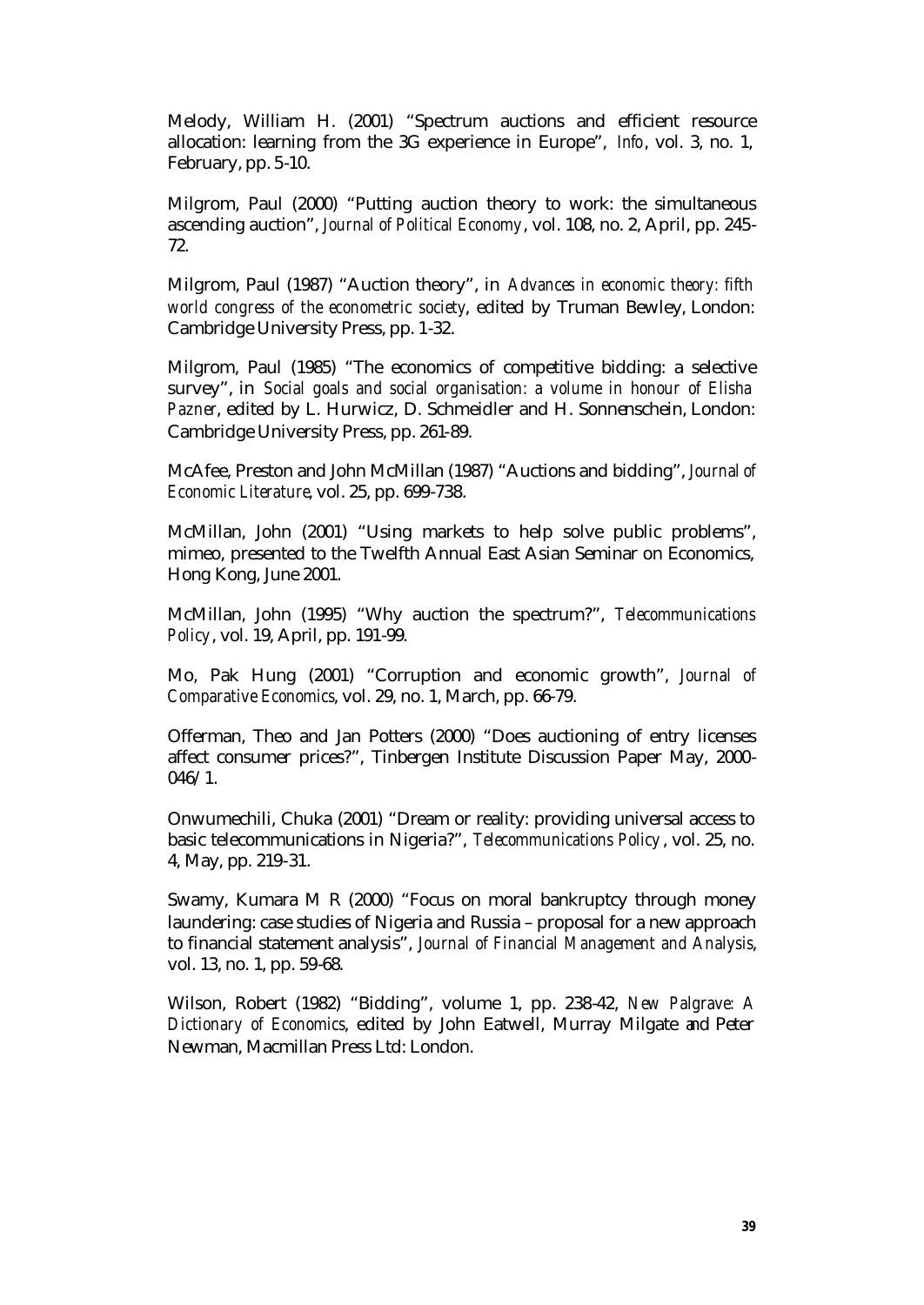Melody, William H. (2001) "Spectrum auctions and efficient resource allocation: learning from the 3G experience in Europe", *Info*, vol. 3, no. 1, February, pp. 5-10.

Milgrom, Paul (2000) "Putting auction theory to work: the simultaneous ascending auction", *Journal of Political Economy*, vol. 108, no. 2, April, pp. 245-72.

Milgrom, Paul (1987) "Auction theory", in *Advances in economic theory: fifth world congress of the econometric society*, edited by Truman Bewley, London: Cambridge University Press, pp. 1-32.

Milgrom, Paul (1985) "The economics of competitive bidding: a selective survey", in *Social goals and social organisation: a volume in honour of Elisha Pazner*, edited by L. Hurwicz, D. Schmeidler and H. Sonnenschein, London: Cambridge University Press, pp. 261-89.

McAfee, Preston and John McMillan (1987) "Auctions and bidding", *Journal of Economic Literature*, vol. 25, pp. 699-738.

McMillan, John (2001) "Using markets to help solve public problems", mimeo, presented to the Twelfth Annual East Asian Seminar on Economics, Hong Kong, June 2001.

McMillan, John (1995) "Why auction the spectrum?", *Telecommunications Policy*, vol. 19, April, pp. 191-99.

Mo, Pak Hung (2001) "Corruption and economic growth", *Journal of Comparative Economics*, vol. 29, no. 1, March, pp. 66-79.

Offerman, Theo and Jan Potters (2000) "Does auctioning of entry licenses affect consumer prices?", Tinbergen Institute Discussion Paper May, 2000-046/1.

Onwumechili, Chuka (2001) "Dream or reality: providing universal access to basic telecommunications in Nigeria?", *Telecommunications Policy*, vol. 25, no. 4, May, pp. 219-31.

Swamy, Kumara M R (2000) "Focus on moral bankruptcy through money laundering: case studies of Nigeria and Russia – proposal for a new approach to financial statement analysis", *Journal of Financial Management and Analysis*, vol. 13, no. 1, pp. 59-68.

Wilson, Robert (1982) "Bidding", volume 1, pp. 238-42, *New Palgrave: A Dictionary of Economics*, edited by John Eatwell, Murray Milgate and Peter Newman, Macmillan Press Ltd: London.